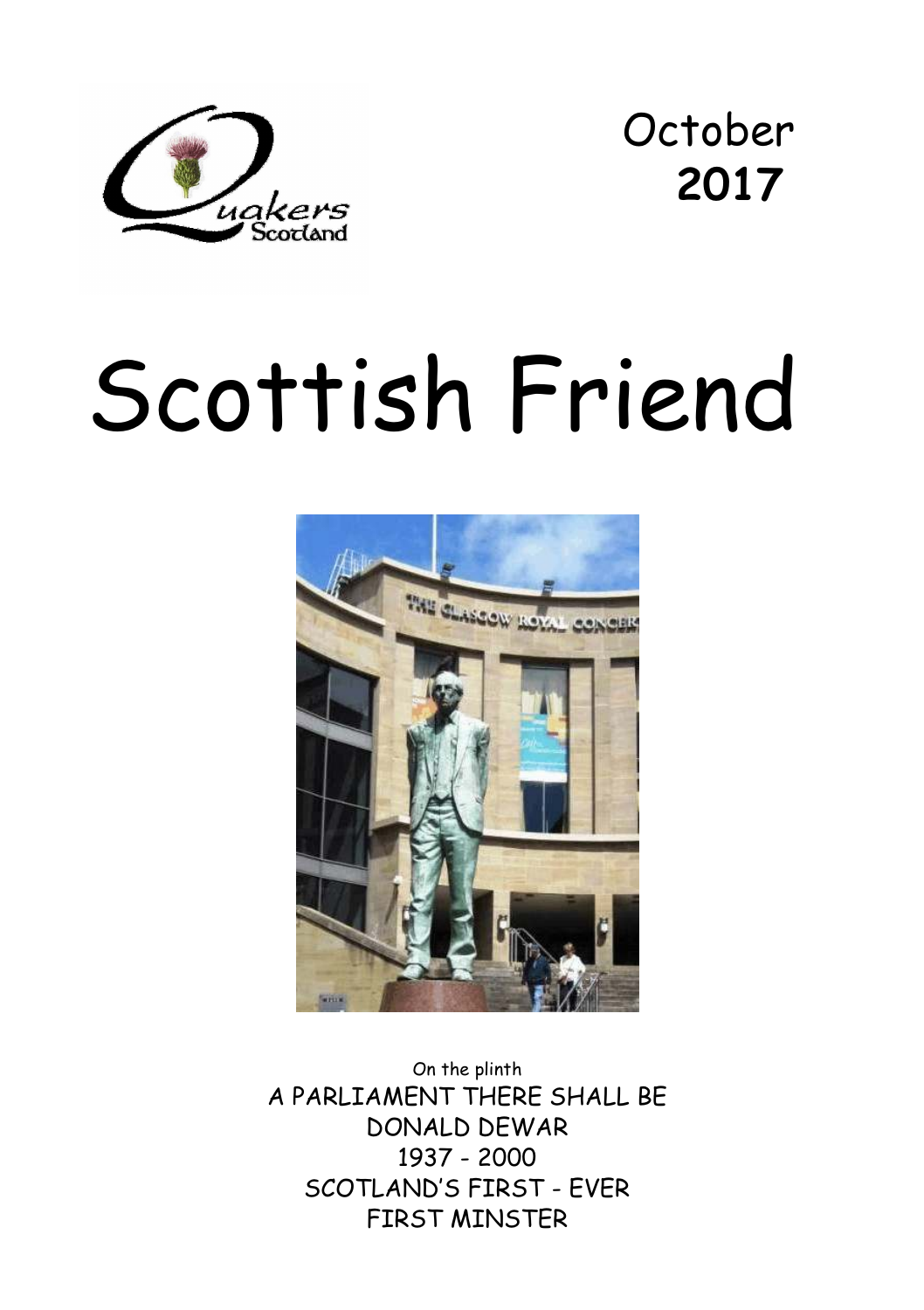Quakers Scotland

October
**2017**

# Scottish Friend

On the plinth
A PARLIAMENT THERE SHALL BE
DONALD DEWAR
1937 - 2000
SCOTLAND'S FIRST - EVER
FIRST MINSTER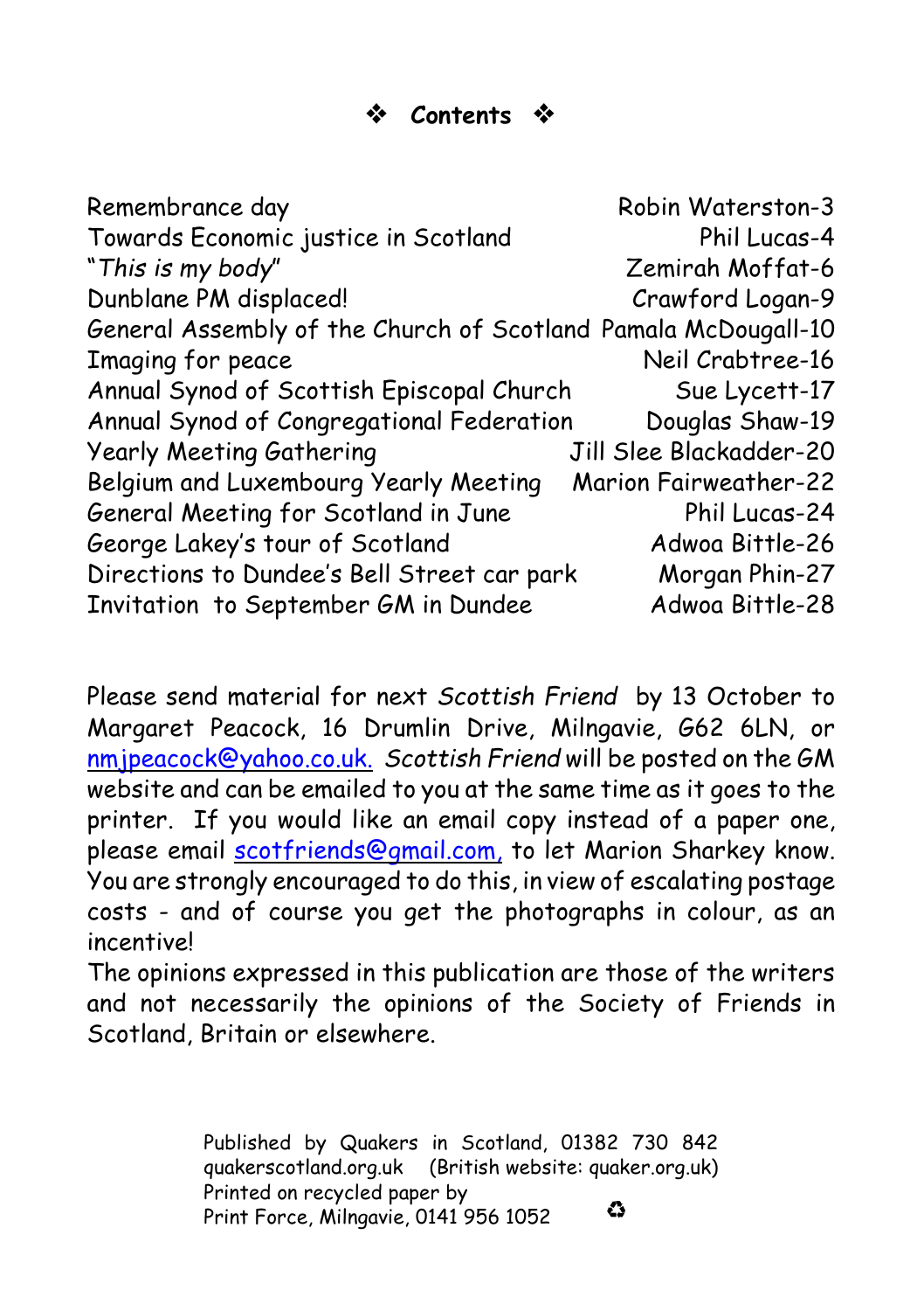## ❖ **Contents** ❖

| | |
|---|---|
| Remembrance day | Robin Waterston-3 |
| Towards Economic justice in Scotland | Phil Lucas-4 |
| "*This is my body*" | Zemirah Moffat-6 |
| Dunblane PM displaced! | Crawford Logan-9 |
| General Assembly of the Church of Scotland | Pamala McDougall-10 |
| Imaging for peace | Neil Crabtree-16 |
| Annual Synod of Scottish Episcopal Church | Sue Lycett-17 |
| Annual Synod of Congregational Federation | Douglas Shaw-19 |
| Yearly Meeting Gathering | Jill Slee Blackadder-20 |
| Belgium and Luxembourg Yearly Meeting | Marion Fairweather-22 |
| General Meeting for Scotland in June | Phil Lucas-24 |
| George Lakey's tour of Scotland | Adwoa Bittle-26 |
| Directions to Dundee's Bell Street car park | Morgan Phin-27 |
| Invitation to September GM in Dundee | Adwoa Bittle-28 |

Please send material for next *Scottish Friend* by 13 October to Margaret Peacock, 16 Drumlin Drive, Milngavie, G62 6LN, or nmjpeacock@yahoo.co.uk. *Scottish Friend* will be posted on the GM website and can be emailed to you at the same time as it goes to the printer. If you would like an email copy instead of a paper one, please email scotfriends@gmail.com, to let Marion Sharkey know. You are strongly encouraged to do this, in view of escalating postage costs - and of course you get the photographs in colour, as an incentive!

The opinions expressed in this publication are those of the writers and not necessarily the opinions of the Society of Friends in Scotland, Britain or elsewhere.

Published by Quakers in Scotland, 01382 730 842
quakerscotland.org.uk (British website: quaker.org.uk)
Printed on recycled paper by
Print Force, Milngavie, 0141 956 1052 ♻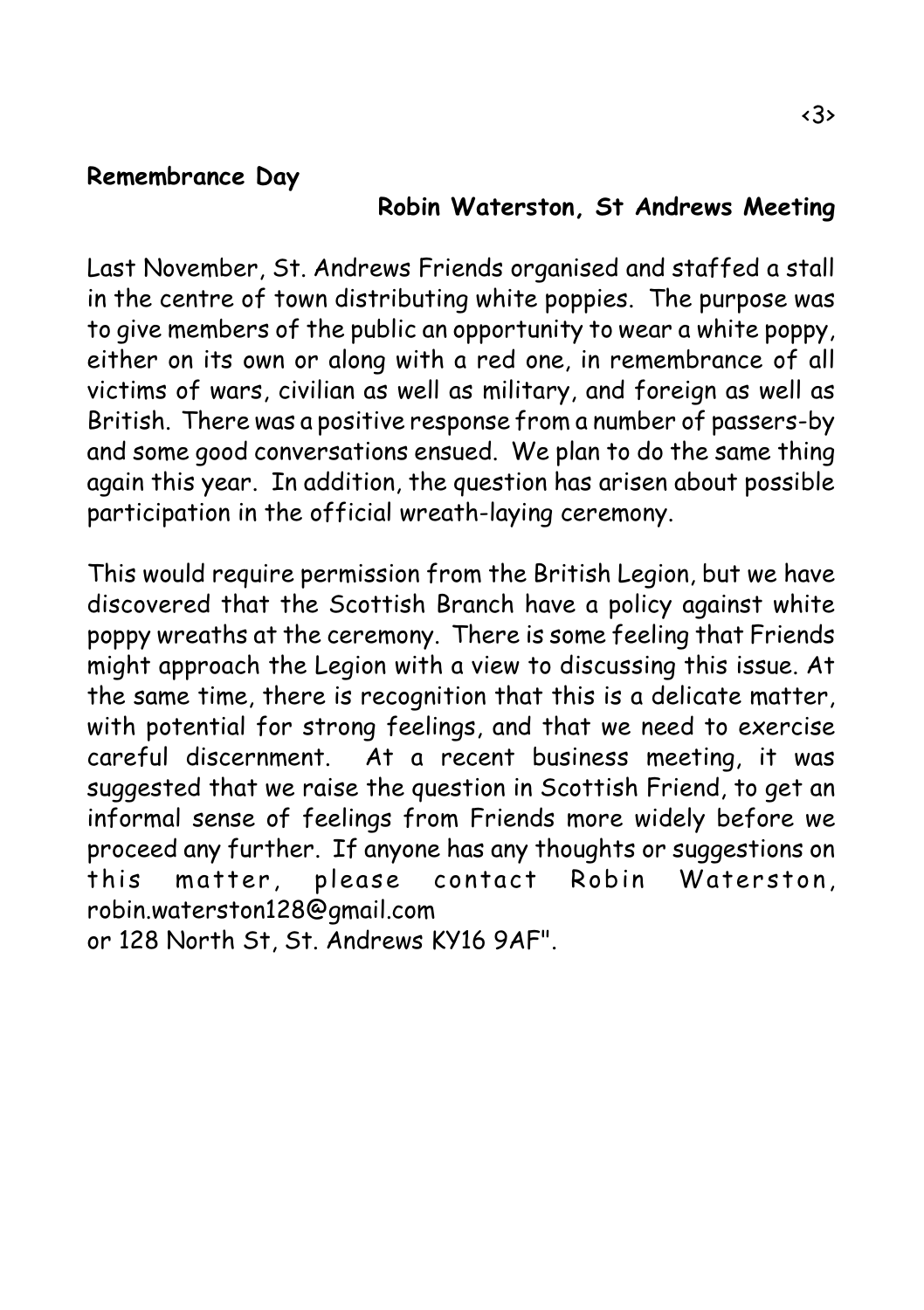## Remembrance Day

**Robin Waterston, St Andrews Meeting**

Last November, St. Andrews Friends organised and staffed a stall in the centre of town distributing white poppies. The purpose was to give members of the public an opportunity to wear a white poppy, either on its own or along with a red one, in remembrance of all victims of wars, civilian as well as military, and foreign as well as British. There was a positive response from a number of passers-by and some good conversations ensued. We plan to do the same thing again this year. In addition, the question has arisen about possible participation in the official wreath-laying ceremony.

This would require permission from the British Legion, but we have discovered that the Scottish Branch have a policy against white poppy wreaths at the ceremony. There is some feeling that Friends might approach the Legion with a view to discussing this issue. At the same time, there is recognition that this is a delicate matter, with potential for strong feelings, and that we need to exercise careful discernment. At a recent business meeting, it was suggested that we raise the question in Scottish Friend, to get an informal sense of feelings from Friends more widely before we proceed any further. If anyone has any thoughts or suggestions on this matter, please contact Robin Waterston, robin.waterston128@gmail.com
or 128 North St, St. Andrews KY16 9AF".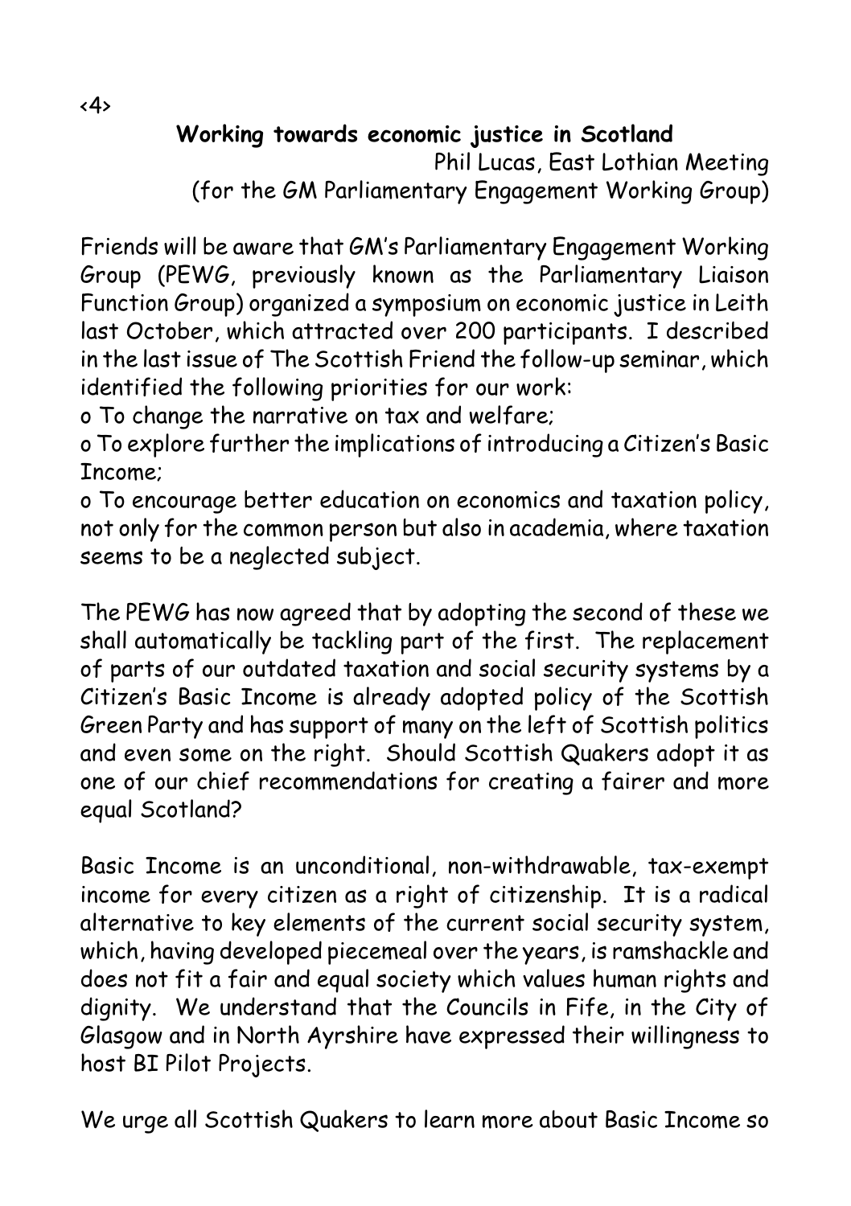## Working towards economic justice in Scotland

Phil Lucas, East Lothian Meeting
(for the GM Parliamentary Engagement Working Group)

Friends will be aware that GM's Parliamentary Engagement Working Group (PEWG, previously known as the Parliamentary Liaison Function Group) organized a symposium on economic justice in Leith last October, which attracted over 200 participants. I described in the last issue of The Scottish Friend the follow-up seminar, which identified the following priorities for our work:

- To change the narrative on tax and welfare;
- To explore further the implications of introducing a Citizen's Basic Income;
- To encourage better education on economics and taxation policy, not only for the common person but also in academia, where taxation seems to be a neglected subject.

The PEWG has now agreed that by adopting the second of these we shall automatically be tackling part of the first. The replacement of parts of our outdated taxation and social security systems by a Citizen's Basic Income is already adopted policy of the Scottish Green Party and has support of many on the left of Scottish politics and even some on the right. Should Scottish Quakers adopt it as one of our chief recommendations for creating a fairer and more equal Scotland?

Basic Income is an unconditional, non-withdrawable, tax-exempt income for every citizen as a right of citizenship. It is a radical alternative to key elements of the current social security system, which, having developed piecemeal over the years, is ramshackle and does not fit a fair and equal society which values human rights and dignity. We understand that the Councils in Fife, in the City of Glasgow and in North Ayrshire have expressed their willingness to host BI Pilot Projects.

We urge all Scottish Quakers to learn more about Basic Income so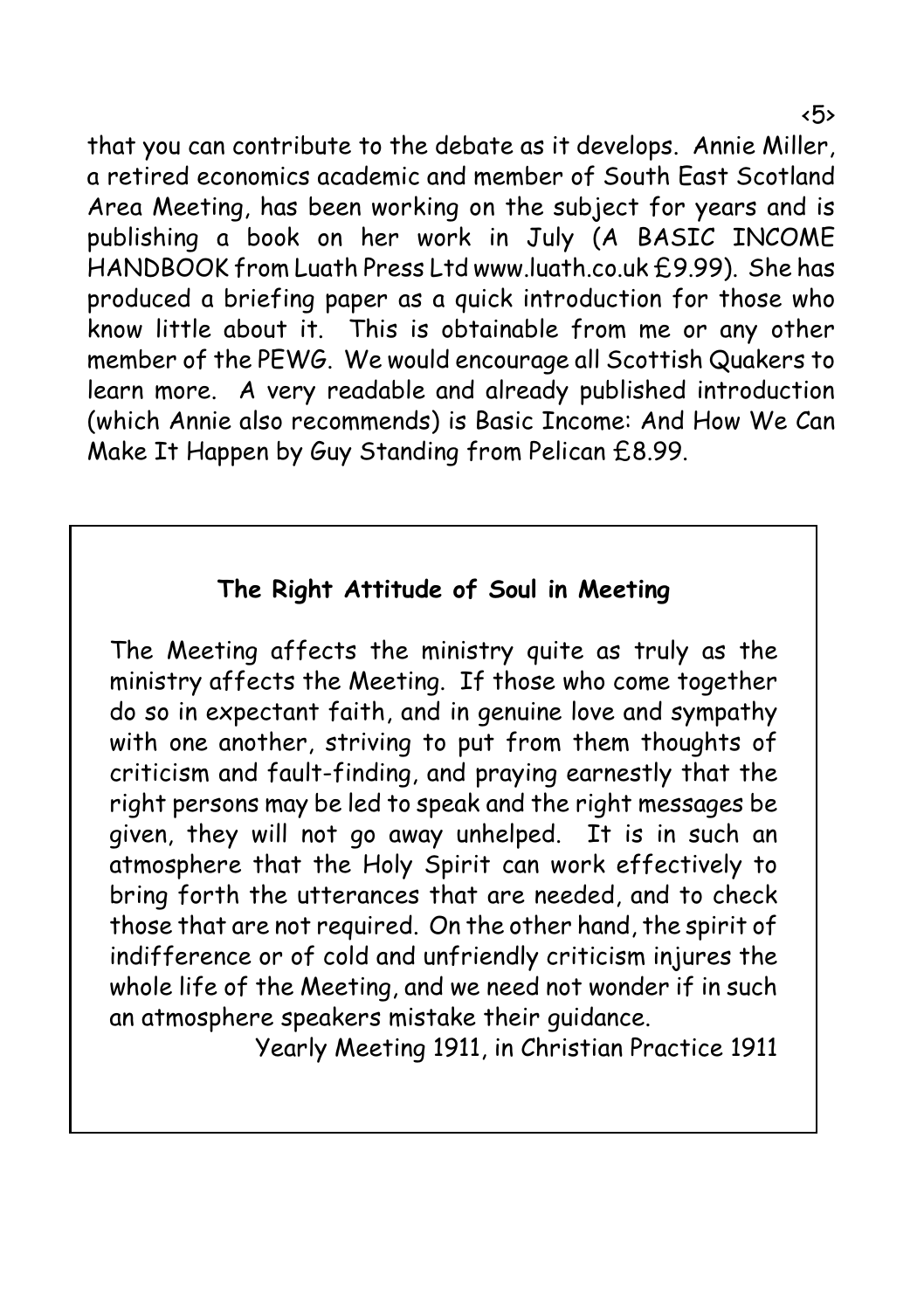that you can contribute to the debate as it develops. Annie Miller, a retired economics academic and member of South East Scotland Area Meeting, has been working on the subject for years and is publishing a book on her work in July (A BASIC INCOME HANDBOOK from Luath Press Ltd www.luath.co.uk £9.99). She has produced a briefing paper as a quick introduction for those who know little about it. This is obtainable from me or any other member of the PEWG. We would encourage all Scottish Quakers to learn more. A very readable and already published introduction (which Annie also recommends) is Basic Income: And How We Can Make It Happen by Guy Standing from Pelican £8.99.

**The Right Attitude of Soul in Meeting**

The Meeting affects the ministry quite as truly as the ministry affects the Meeting. If those who come together do so in expectant faith, and in genuine love and sympathy with one another, striving to put from them thoughts of criticism and fault-finding, and praying earnestly that the right persons may be led to speak and the right messages be given, they will not go away unhelped. It is in such an atmosphere that the Holy Spirit can work effectively to bring forth the utterances that are needed, and to check those that are not required. On the other hand, the spirit of indifference or of cold and unfriendly criticism injures the whole life of the Meeting, and we need not wonder if in such an atmosphere speakers mistake their guidance.

Yearly Meeting 1911, in Christian Practice 1911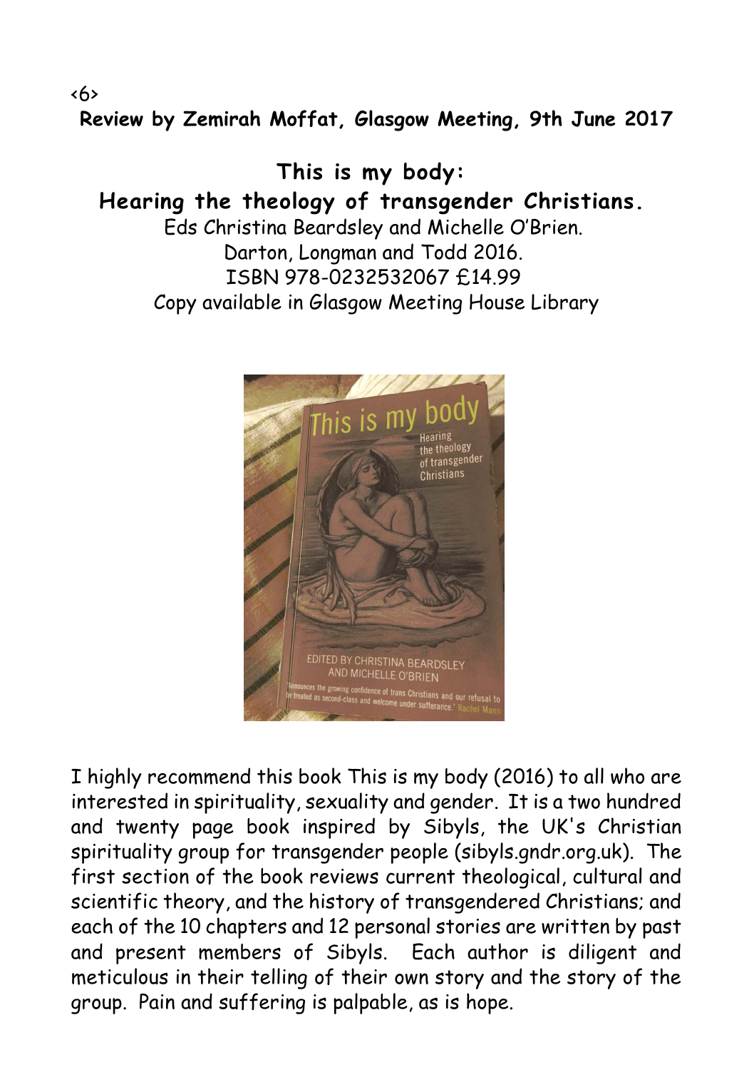**Review by Zemirah Moffat, Glasgow Meeting, 9th June 2017**

## This is my body: Hearing the theology of transgender Christians.

Eds Christina Beardsley and Michelle O'Brien.
Darton, Longman and Todd 2016.
ISBN 978-0232532067 £14.99
Copy available in Glasgow Meeting House Library

I highly recommend this book This is my body (2016) to all who are interested in spirituality, sexuality and gender. It is a two hundred and twenty page book inspired by Sibyls, the UK's Christian spirituality group for transgender people (sibyls.gndr.org.uk). The first section of the book reviews current theological, cultural and scientific theory, and the history of transgendered Christians; and each of the 10 chapters and 12 personal stories are written by past and present members of Sibyls. Each author is diligent and meticulous in their telling of their own story and the story of the group. Pain and suffering is palpable, as is hope.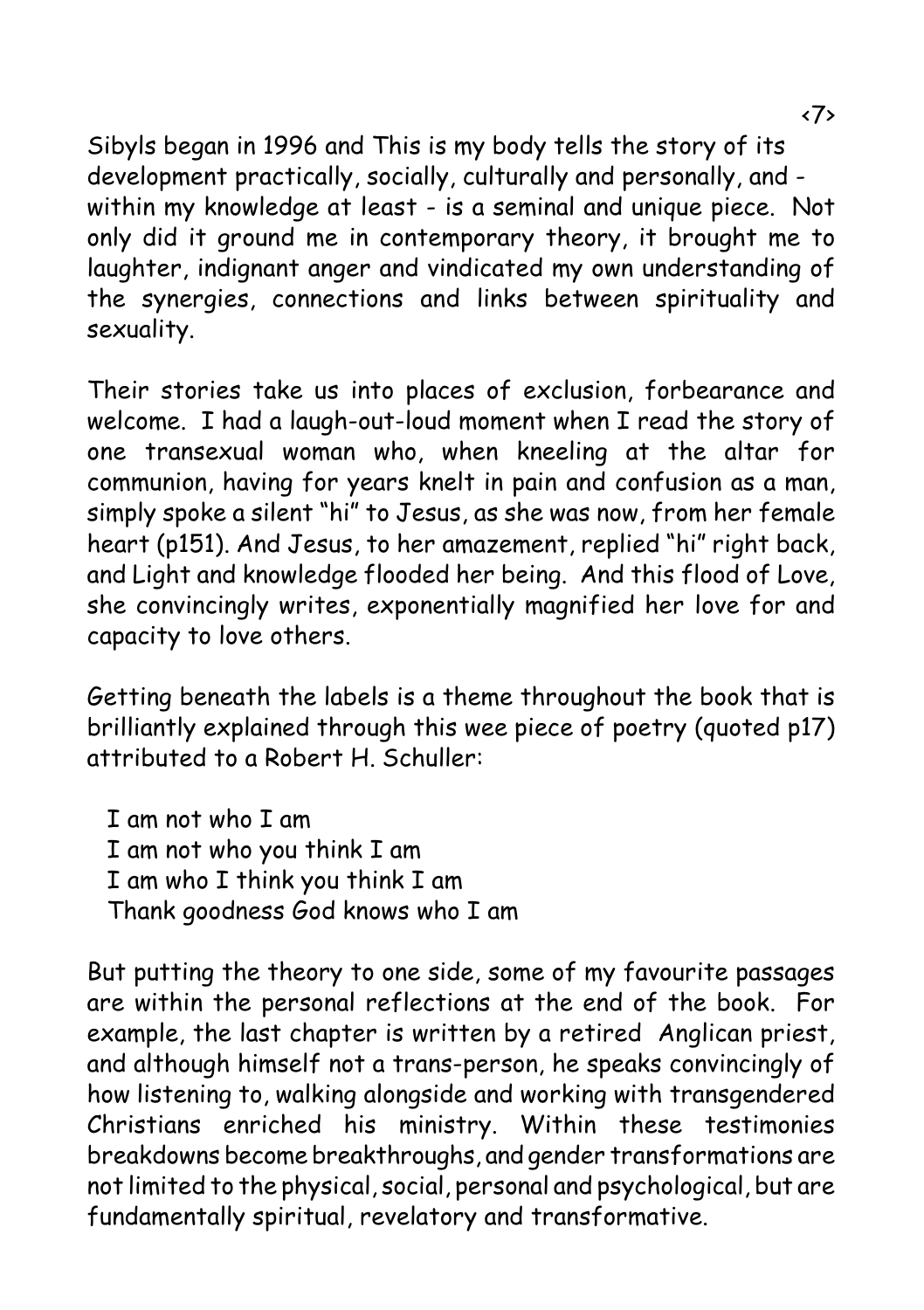Sibyls began in 1996 and This is my body tells the story of its development practically, socially, culturally and personally, and - within my knowledge at least - is a seminal and unique piece. Not only did it ground me in contemporary theory, it brought me to laughter, indignant anger and vindicated my own understanding of the synergies, connections and links between spirituality and sexuality.

Their stories take us into places of exclusion, forbearance and welcome. I had a laugh-out-loud moment when I read the story of one transexual woman who, when kneeling at the altar for communion, having for years knelt in pain and confusion as a man, simply spoke a silent "hi" to Jesus, as she was now, from her female heart (p151). And Jesus, to her amazement, replied "hi" right back, and Light and knowledge flooded her being. And this flood of Love, she convincingly writes, exponentially magnified her love for and capacity to love others.

Getting beneath the labels is a theme throughout the book that is brilliantly explained through this wee piece of poetry (quoted p17) attributed to a Robert H. Schuller:

> I am not who I am
> I am not who you think I am
> I am who I think you think I am
> Thank goodness God knows who I am

But putting the theory to one side, some of my favourite passages are within the personal reflections at the end of the book. For example, the last chapter is written by a retired Anglican priest, and although himself not a trans-person, he speaks convincingly of how listening to, walking alongside and working with transgendered Christians enriched his ministry. Within these testimonies breakdowns become breakthroughs, and gender transformations are not limited to the physical, social, personal and psychological, but are fundamentally spiritual, revelatory and transformative.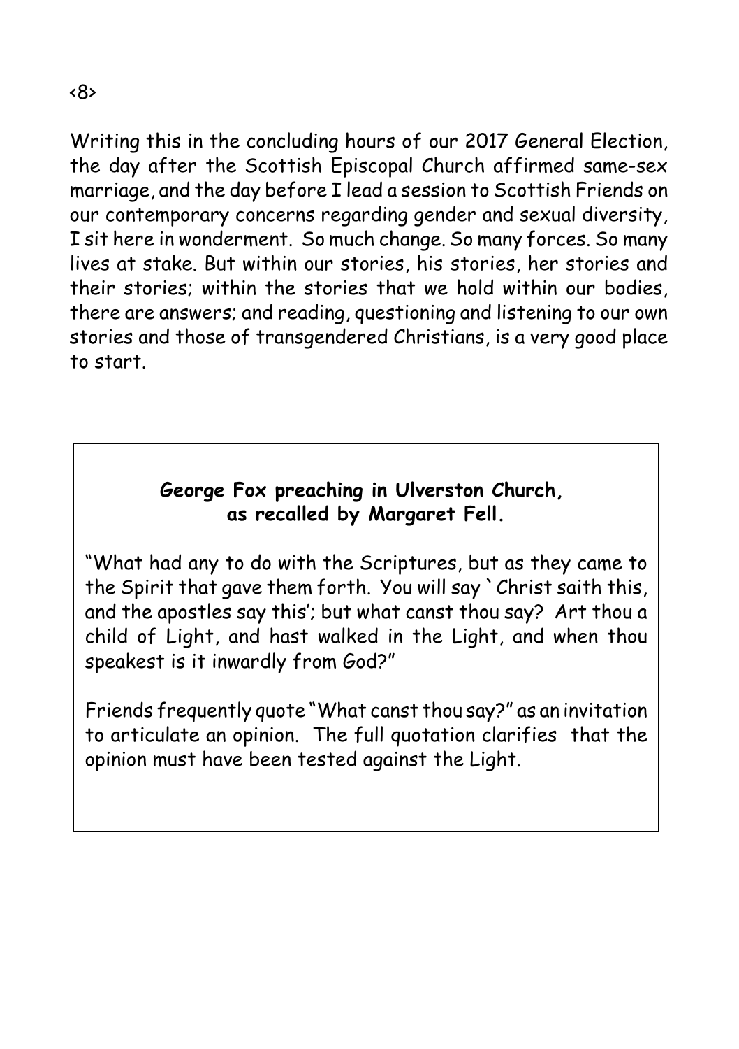Writing this in the concluding hours of our 2017 General Election, the day after the Scottish Episcopal Church affirmed same-sex marriage, and the day before I lead a session to Scottish Friends on our contemporary concerns regarding gender and sexual diversity, I sit here in wonderment. So much change. So many forces. So many lives at stake. But within our stories, his stories, her stories and their stories; within the stories that we hold within our bodies, there are answers; and reading, questioning and listening to our own stories and those of transgendered Christians, is a very good place to start.

**George Fox preaching in Ulverston Church, as recalled by Margaret Fell.**

"What had any to do with the Scriptures, but as they came to the Spirit that gave them forth. You will say `Christ saith this, and the apostles say this'; but what canst thou say? Art thou a child of Light, and hast walked in the Light, and when thou speakest is it inwardly from God?"

Friends frequently quote "What canst thou say?" as an invitation to articulate an opinion. The full quotation clarifies that the opinion must have been tested against the Light.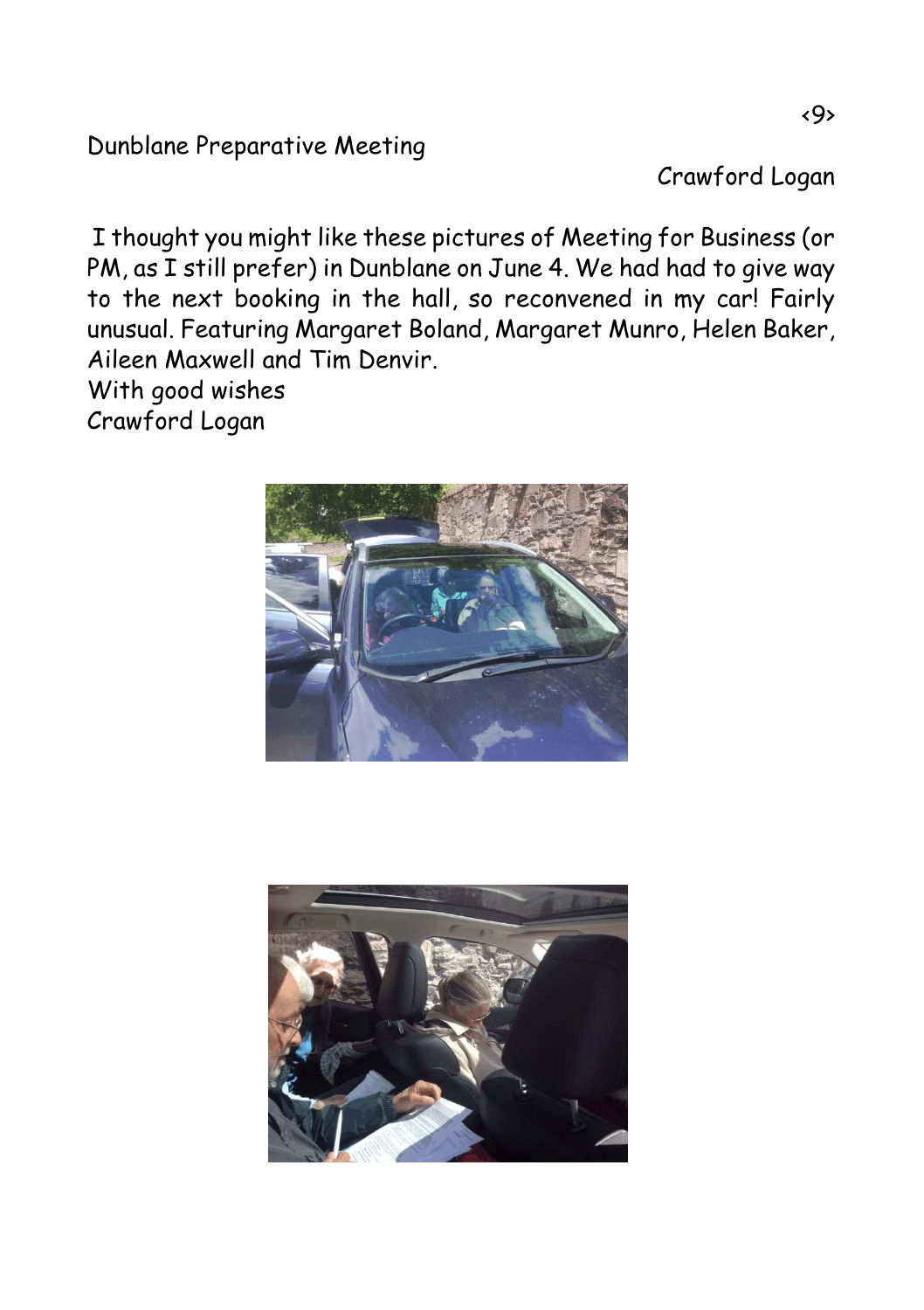## Dunblane Preparative Meeting

Crawford Logan

I thought you might like these pictures of Meeting for Business (or PM, as I still prefer) in Dunblane on June 4. We had had to give way to the next booking in the hall, so reconvened in my car! Fairly unusual. Featuring Margaret Boland, Margaret Munro, Helen Baker, Aileen Maxwell and Tim Denvir.

With good wishes
Crawford Logan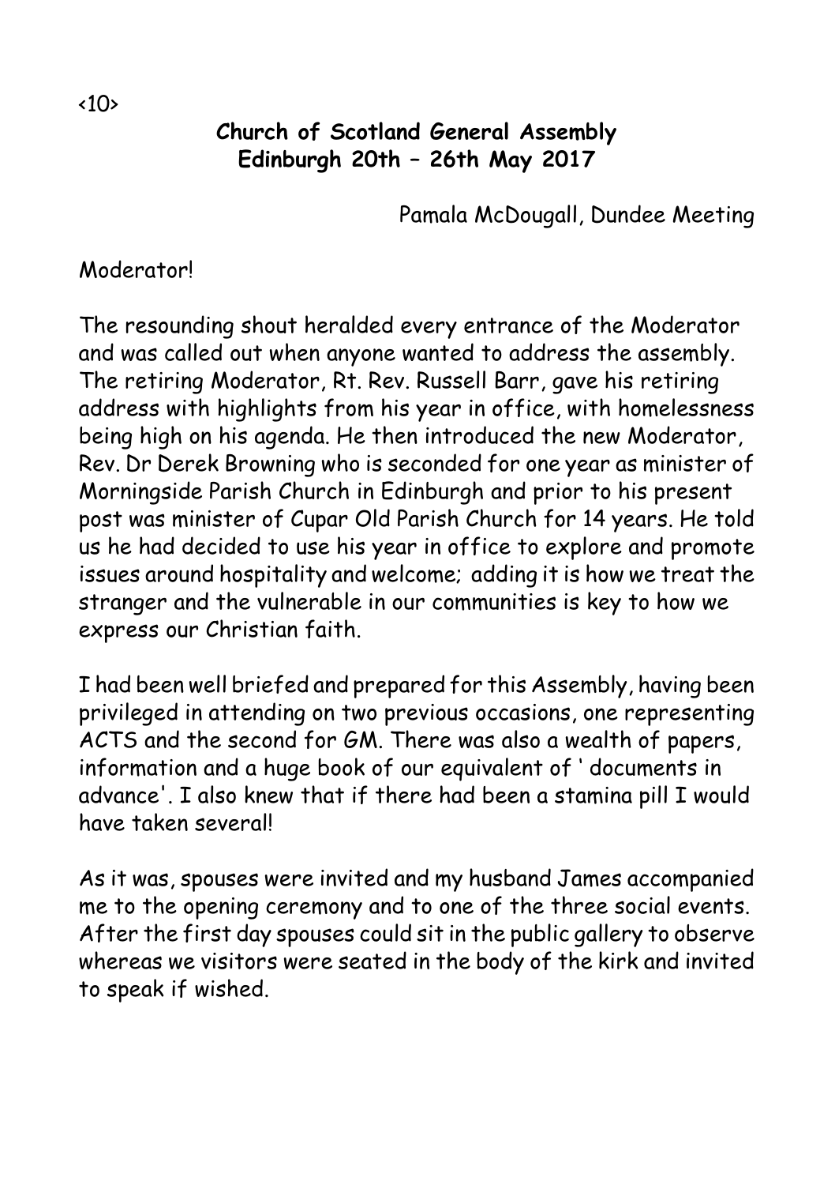## Church of Scotland General Assembly
## Edinburgh 20th – 26th May 2017

Pamala McDougall, Dundee Meeting

Moderator!

The resounding shout heralded every entrance of the Moderator and was called out when anyone wanted to address the assembly. The retiring Moderator, Rt. Rev. Russell Barr, gave his retiring address with highlights from his year in office, with homelessness being high on his agenda. He then introduced the new Moderator, Rev. Dr Derek Browning who is seconded for one year as minister of Morningside Parish Church in Edinburgh and prior to his present post was minister of Cupar Old Parish Church for 14 years. He told us he had decided to use his year in office to explore and promote issues around hospitality and welcome; adding it is how we treat the stranger and the vulnerable in our communities is key to how we express our Christian faith.

I had been well briefed and prepared for this Assembly, having been privileged in attending on two previous occasions, one representing ACTS and the second for GM. There was also a wealth of papers, information and a huge book of our equivalent of ' documents in advance'. I also knew that if there had been a stamina pill I would have taken several!

As it was, spouses were invited and my husband James accompanied me to the opening ceremony and to one of the three social events. After the first day spouses could sit in the public gallery to observe whereas we visitors were seated in the body of the kirk and invited to speak if wished.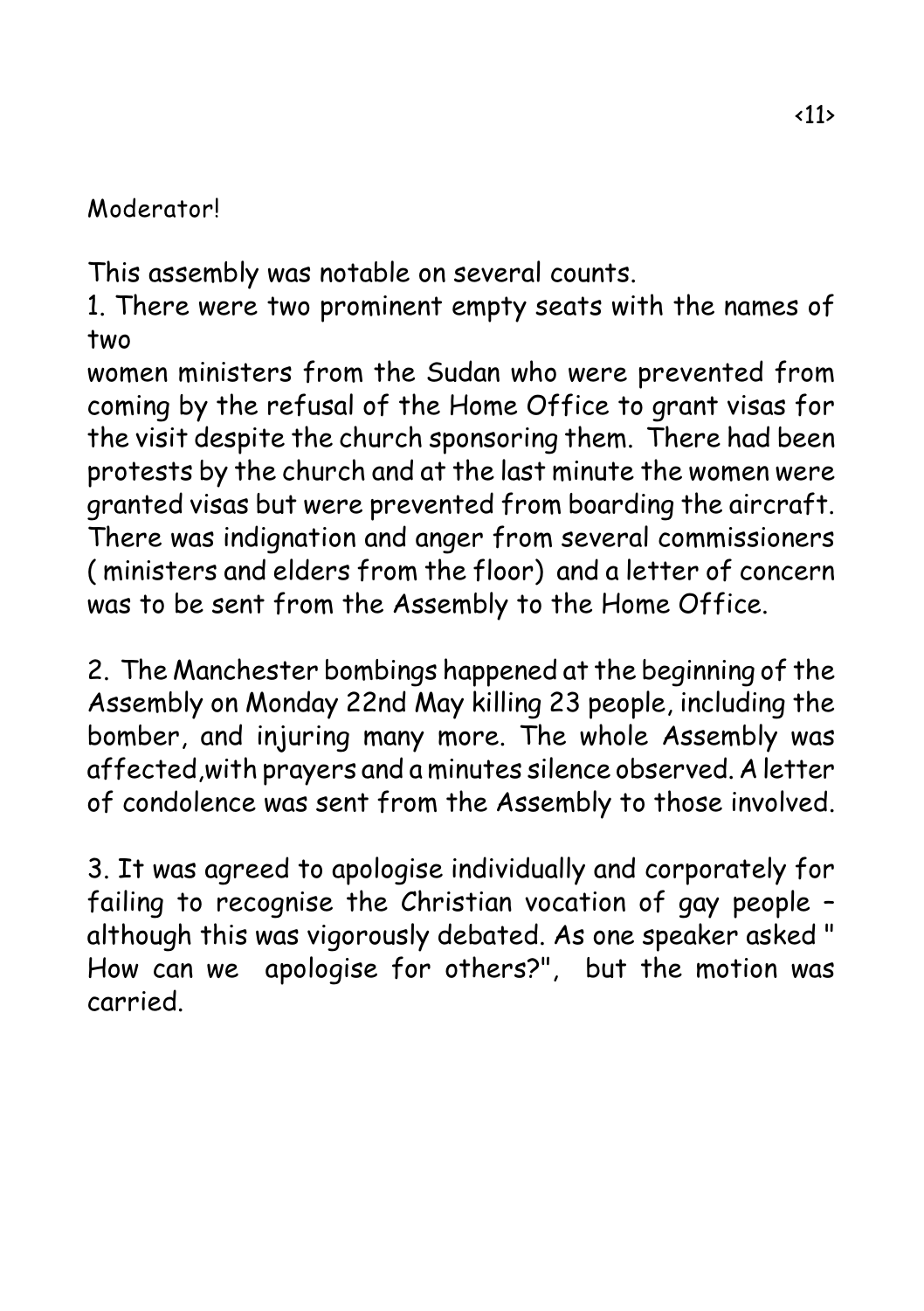Moderator!

This assembly was notable on several counts.

1. There were two prominent empty seats with the names of two women ministers from the Sudan who were prevented from coming by the refusal of the Home Office to grant visas for the visit despite the church sponsoring them. There had been protests by the church and at the last minute the women were granted visas but were prevented from boarding the aircraft. There was indignation and anger from several commissioners ( ministers and elders from the floor) and a letter of concern was to be sent from the Assembly to the Home Office.

2. The Manchester bombings happened at the beginning of the Assembly on Monday 22nd May killing 23 people, including the bomber, and injuring many more. The whole Assembly was affected,with prayers and a minutes silence observed. A letter of condolence was sent from the Assembly to those involved.

3. It was agreed to apologise individually and corporately for failing to recognise the Christian vocation of gay people – although this was vigorously debated. As one speaker asked " How can we apologise for others?", but the motion was carried.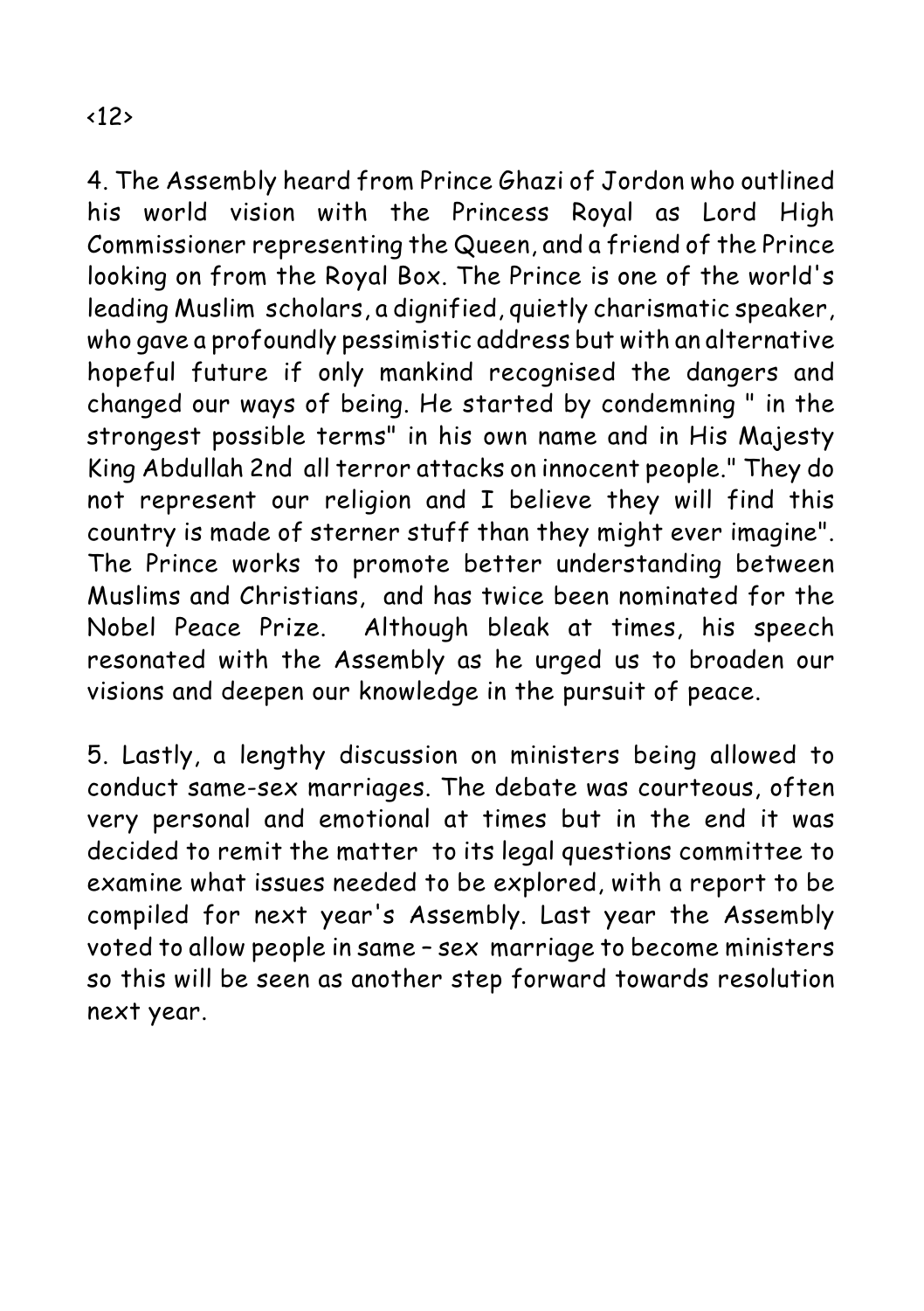4. The Assembly heard from Prince Ghazi of Jordon who outlined his world vision with the Princess Royal as Lord High Commissioner representing the Queen, and a friend of the Prince looking on from the Royal Box. The Prince is one of the world's leading Muslim scholars, a dignified, quietly charismatic speaker, who gave a profoundly pessimistic address but with an alternative hopeful future if only mankind recognised the dangers and changed our ways of being. He started by condemning " in the strongest possible terms" in his own name and in His Majesty King Abdullah 2nd all terror attacks on innocent people." They do not represent our religion and I believe they will find this country is made of sterner stuff than they might ever imagine". The Prince works to promote better understanding between Muslims and Christians, and has twice been nominated for the Nobel Peace Prize. Although bleak at times, his speech resonated with the Assembly as he urged us to broaden our visions and deepen our knowledge in the pursuit of peace.

5. Lastly, a lengthy discussion on ministers being allowed to conduct same-sex marriages. The debate was courteous, often very personal and emotional at times but in the end it was decided to remit the matter to its legal questions committee to examine what issues needed to be explored, with a report to be compiled for next year's Assembly. Last year the Assembly voted to allow people in same – sex marriage to become ministers so this will be seen as another step forward towards resolution next year.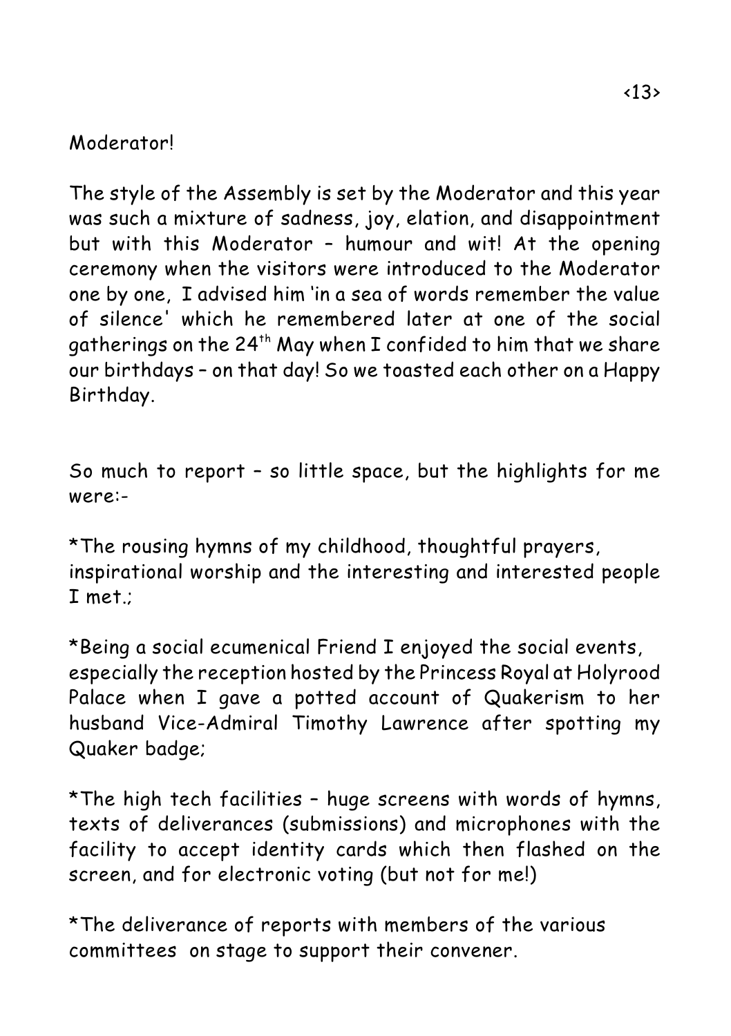Moderator!

The style of the Assembly is set by the Moderator and this year was such a mixture of sadness, joy, elation, and disappointment but with this Moderator – humour and wit! At the opening ceremony when the visitors were introduced to the Moderator one by one, I advised him 'in a sea of words remember the value of silence' which he remembered later at one of the social gatherings on the 24th May when I confided to him that we share our birthdays – on that day! So we toasted each other on a Happy Birthday.

So much to report – so little space, but the highlights for me were:-

*The rousing hymns of my childhood, thoughtful prayers, inspirational worship and the interesting and interested people I met.;

*Being a social ecumenical Friend I enjoyed the social events, especially the reception hosted by the Princess Royal at Holyrood Palace when I gave a potted account of Quakerism to her husband Vice-Admiral Timothy Lawrence after spotting my Quaker badge;

*The high tech facilities – huge screens with words of hymns, texts of deliverances (submissions) and microphones with the facility to accept identity cards which then flashed on the screen, and for electronic voting (but not for me!)

*The deliverance of reports with members of the various committees on stage to support their convener.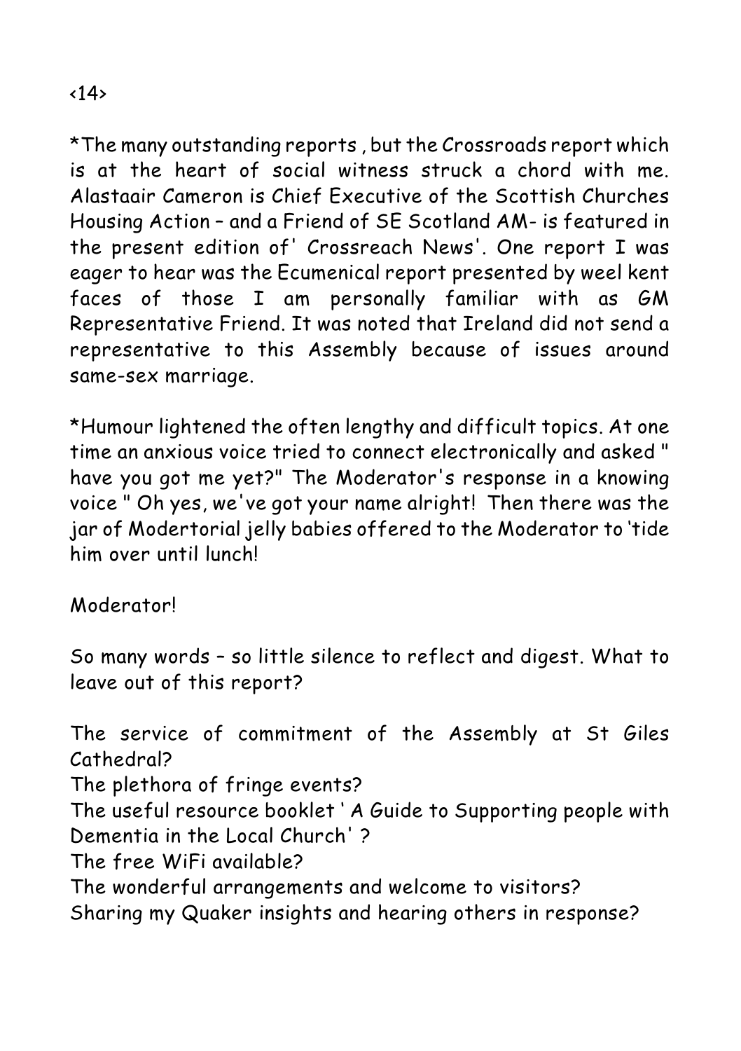*The many outstanding reports , but the Crossroads report which is at the heart of social witness struck a chord with me. Alastaair Cameron is Chief Executive of the Scottish Churches Housing Action – and a Friend of SE Scotland AM- is featured in the present edition of' Crossreach News'. One report I was eager to hear was the Ecumenical report presented by weel kent faces of those I am personally familiar with as GM Representative Friend. It was noted that Ireland did not send a representative to this Assembly because of issues around same-sex marriage.

*Humour lightened the often lengthy and difficult topics. At one time an anxious voice tried to connect electronically and asked " have you got me yet?" The Moderator's response in a knowing voice " Oh yes, we've got your name alright! Then there was the jar of Modertorial jelly babies offered to the Moderator to 'tide him over until lunch!

Moderator!

So many words – so little silence to reflect and digest. What to leave out of this report?

The service of commitment of the Assembly at St Giles Cathedral?
The plethora of fringe events?
The useful resource booklet ' A Guide to Supporting people with Dementia in the Local Church' ?
The free WiFi available?
The wonderful arrangements and welcome to visitors?
Sharing my Quaker insights and hearing others in response?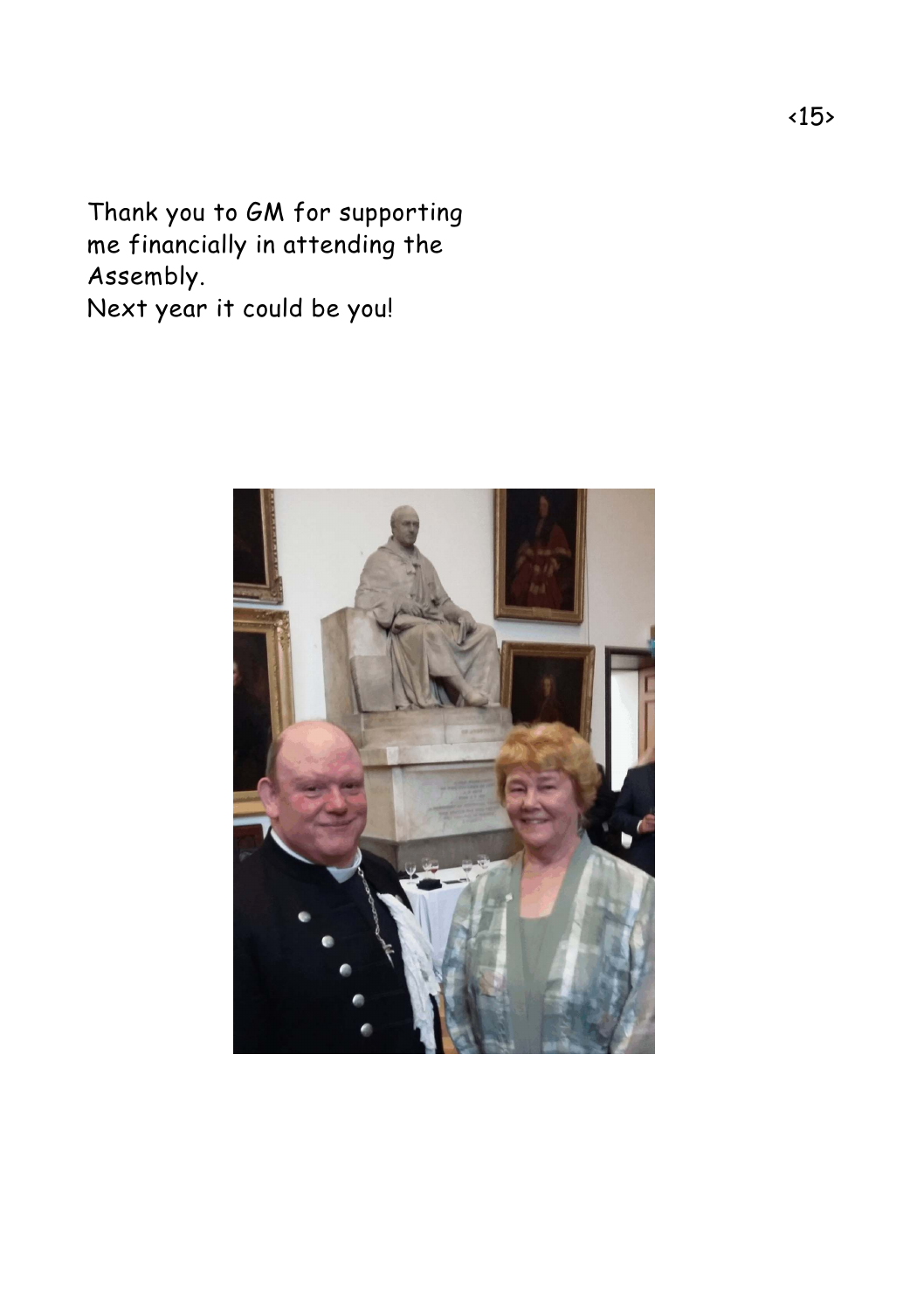Thank you to GM for supporting me financially in attending the Assembly.
Next year it could be you!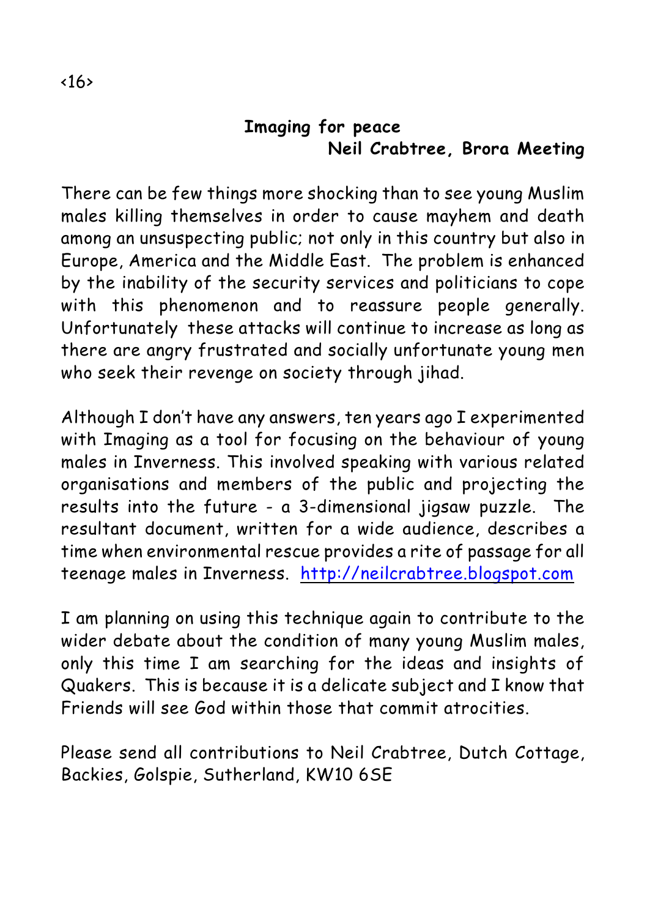## Imaging for peace

**Neil Crabtree, Brora Meeting**

There can be few things more shocking than to see young Muslim males killing themselves in order to cause mayhem and death among an unsuspecting public; not only in this country but also in Europe, America and the Middle East. The problem is enhanced by the inability of the security services and politicians to cope with this phenomenon and to reassure people generally. Unfortunately these attacks will continue to increase as long as there are angry frustrated and socially unfortunate young men who seek their revenge on society through jihad.

Although I don't have any answers, ten years ago I experimented with Imaging as a tool for focusing on the behaviour of young males in Inverness. This involved speaking with various related organisations and members of the public and projecting the results into the future - a 3-dimensional jigsaw puzzle. The resultant document, written for a wide audience, describes a time when environmental rescue provides a rite of passage for all teenage males in Inverness. http://neilcrabtree.blogspot.com

I am planning on using this technique again to contribute to the wider debate about the condition of many young Muslim males, only this time I am searching for the ideas and insights of Quakers. This is because it is a delicate subject and I know that Friends will see God within those that commit atrocities.

Please send all contributions to Neil Crabtree, Dutch Cottage, Backies, Golspie, Sutherland, KW10 6SE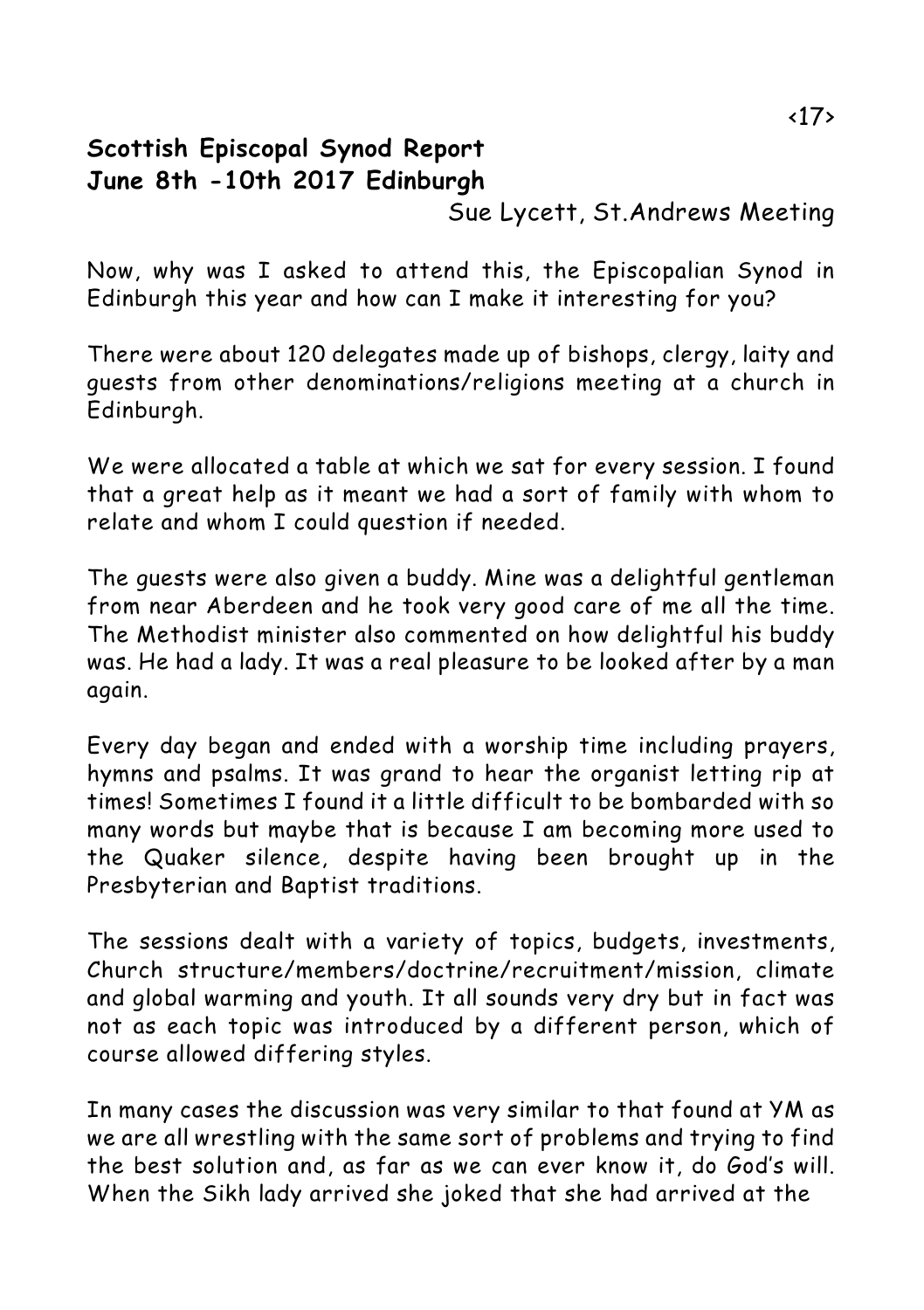**Scottish Episcopal Synod Report**
**June 8th -10th 2017 Edinburgh**

Sue Lycett, St.Andrews Meeting

Now, why was I asked to attend this, the Episcopalian Synod in Edinburgh this year and how can I make it interesting for you?

There were about 120 delegates made up of bishops, clergy, laity and guests from other denominations/religions meeting at a church in Edinburgh.

We were allocated a table at which we sat for every session. I found that a great help as it meant we had a sort of family with whom to relate and whom I could question if needed.

The guests were also given a buddy. Mine was a delightful gentleman from near Aberdeen and he took very good care of me all the time. The Methodist minister also commented on how delightful his buddy was. He had a lady. It was a real pleasure to be looked after by a man again.

Every day began and ended with a worship time including prayers, hymns and psalms. It was grand to hear the organist letting rip at times! Sometimes I found it a little difficult to be bombarded with so many words but maybe that is because I am becoming more used to the Quaker silence, despite having been brought up in the Presbyterian and Baptist traditions.

The sessions dealt with a variety of topics, budgets, investments, Church structure/members/doctrine/recruitment/mission, climate and global warming and youth. It all sounds very dry but in fact was not as each topic was introduced by a different person, which of course allowed differing styles.

In many cases the discussion was very similar to that found at YM as we are all wrestling with the same sort of problems and trying to find the best solution and, as far as we can ever know it, do God's will. When the Sikh lady arrived she joked that she had arrived at the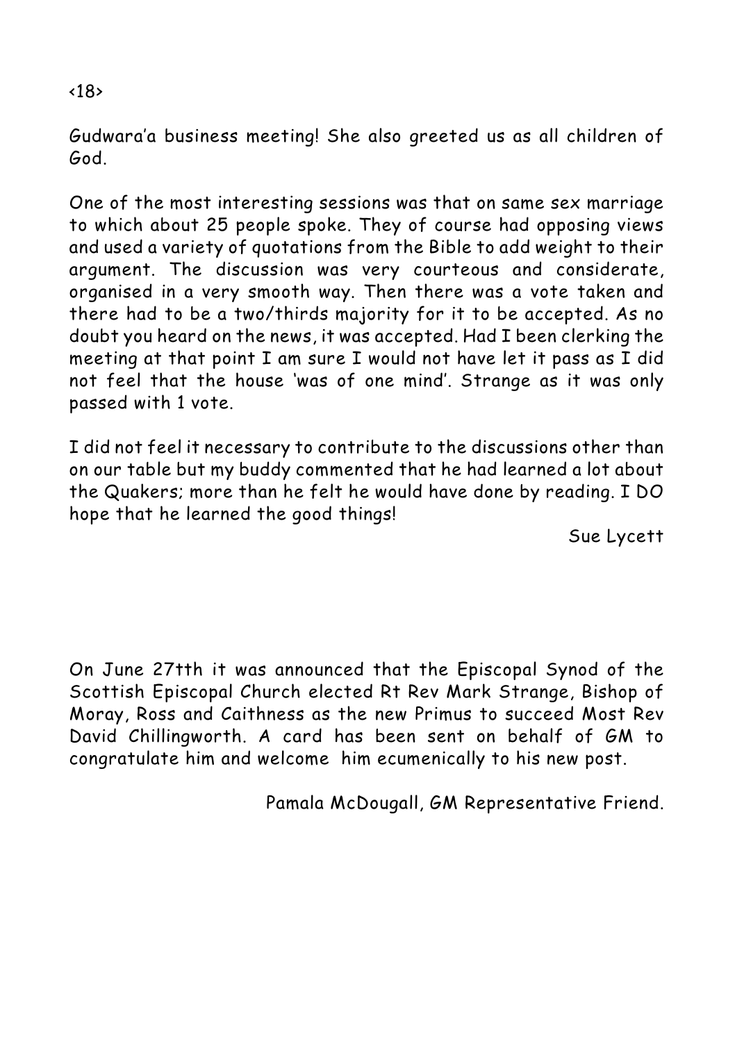Gudwara'a business meeting! She also greeted us as all children of God.

One of the most interesting sessions was that on same sex marriage to which about 25 people spoke. They of course had opposing views and used a variety of quotations from the Bible to add weight to their argument. The discussion was very courteous and considerate, organised in a very smooth way. Then there was a vote taken and there had to be a two/thirds majority for it to be accepted. As no doubt you heard on the news, it was accepted. Had I been clerking the meeting at that point I am sure I would not have let it pass as I did not feel that the house 'was of one mind'. Strange as it was only passed with 1 vote.

I did not feel it necessary to contribute to the discussions other than on our table but my buddy commented that he had learned a lot about the Quakers; more than he felt he would have done by reading. I DO hope that he learned the good things!

Sue Lycett

On June 27tth it was announced that the Episcopal Synod of the Scottish Episcopal Church elected Rt Rev Mark Strange, Bishop of Moray, Ross and Caithness as the new Primus to succeed Most Rev David Chillingworth. A card has been sent on behalf of GM to congratulate him and welcome him ecumenically to his new post.

Pamala McDougall, GM Representative Friend.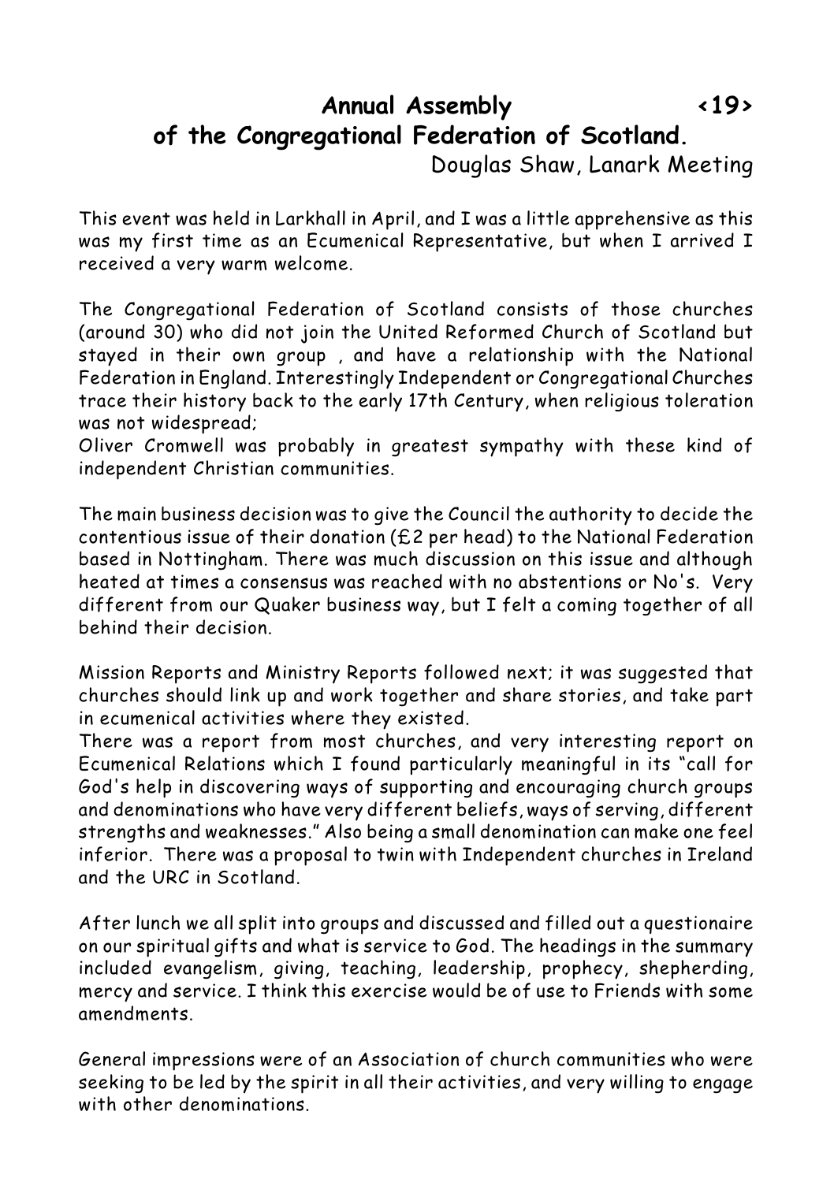## Annual Assembly of the Congregational Federation of Scotland.

Douglas Shaw, Lanark Meeting

This event was held in Larkhall in April, and I was a little apprehensive as this was my first time as an Ecumenical Representative, but when I arrived I received a very warm welcome.

The Congregational Federation of Scotland consists of those churches (around 30) who did not join the United Reformed Church of Scotland but stayed in their own group , and have a relationship with the National Federation in England. Interestingly Independent or Congregational Churches trace their history back to the early 17th Century, when religious toleration was not widespread;
Oliver Cromwell was probably in greatest sympathy with these kind of independent Christian communities.

The main business decision was to give the Council the authority to decide the contentious issue of their donation (£2 per head) to the National Federation based in Nottingham. There was much discussion on this issue and although heated at times a consensus was reached with no abstentions or No's. Very different from our Quaker business way, but I felt a coming together of all behind their decision.

Mission Reports and Ministry Reports followed next; it was suggested that churches should link up and work together and share stories, and take part in ecumenical activities where they existed.
There was a report from most churches, and very interesting report on Ecumenical Relations which I found particularly meaningful in its "call for God's help in discovering ways of supporting and encouraging church groups and denominations who have very different beliefs, ways of serving, different strengths and weaknesses." Also being a small denomination can make one feel inferior. There was a proposal to twin with Independent churches in Ireland and the URC in Scotland.

After lunch we all split into groups and discussed and filled out a questionaire on our spiritual gifts and what is service to God. The headings in the summary included evangelism, giving, teaching, leadership, prophecy, shepherding, mercy and service. I think this exercise would be of use to Friends with some amendments.

General impressions were of an Association of church communities who were seeking to be led by the spirit in all their activities, and very willing to engage with other denominations.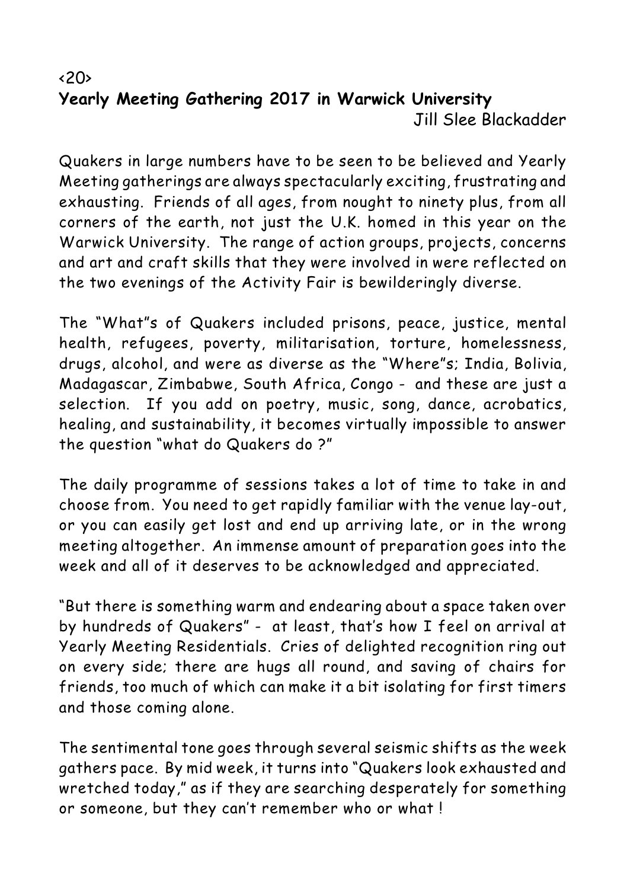<20>

## Yearly Meeting Gathering 2017 in Warwick University

Jill Slee Blackadder

Quakers in large numbers have to be seen to be believed and Yearly Meeting gatherings are always spectacularly exciting, frustrating and exhausting. Friends of all ages, from nought to ninety plus, from all corners of the earth, not just the U.K. homed in this year on the Warwick University. The range of action groups, projects, concerns and art and craft skills that they were involved in were reflected on the two evenings of the Activity Fair is bewilderingly diverse.

The "What"s of Quakers included prisons, peace, justice, mental health, refugees, poverty, militarisation, torture, homelessness, drugs, alcohol, and were as diverse as the "Where"s; India, Bolivia, Madagascar, Zimbabwe, South Africa, Congo - and these are just a selection. If you add on poetry, music, song, dance, acrobatics, healing, and sustainability, it becomes virtually impossible to answer the question "what do Quakers do ?"

The daily programme of sessions takes a lot of time to take in and choose from. You need to get rapidly familiar with the venue lay-out, or you can easily get lost and end up arriving late, or in the wrong meeting altogether. An immense amount of preparation goes into the week and all of it deserves to be acknowledged and appreciated.

"But there is something warm and endearing about a space taken over by hundreds of Quakers" - at least, that's how I feel on arrival at Yearly Meeting Residentials. Cries of delighted recognition ring out on every side; there are hugs all round, and saving of chairs for friends, too much of which can make it a bit isolating for first timers and those coming alone.

The sentimental tone goes through several seismic shifts as the week gathers pace. By mid week, it turns into "Quakers look exhausted and wretched today," as if they are searching desperately for something or someone, but they can't remember who or what !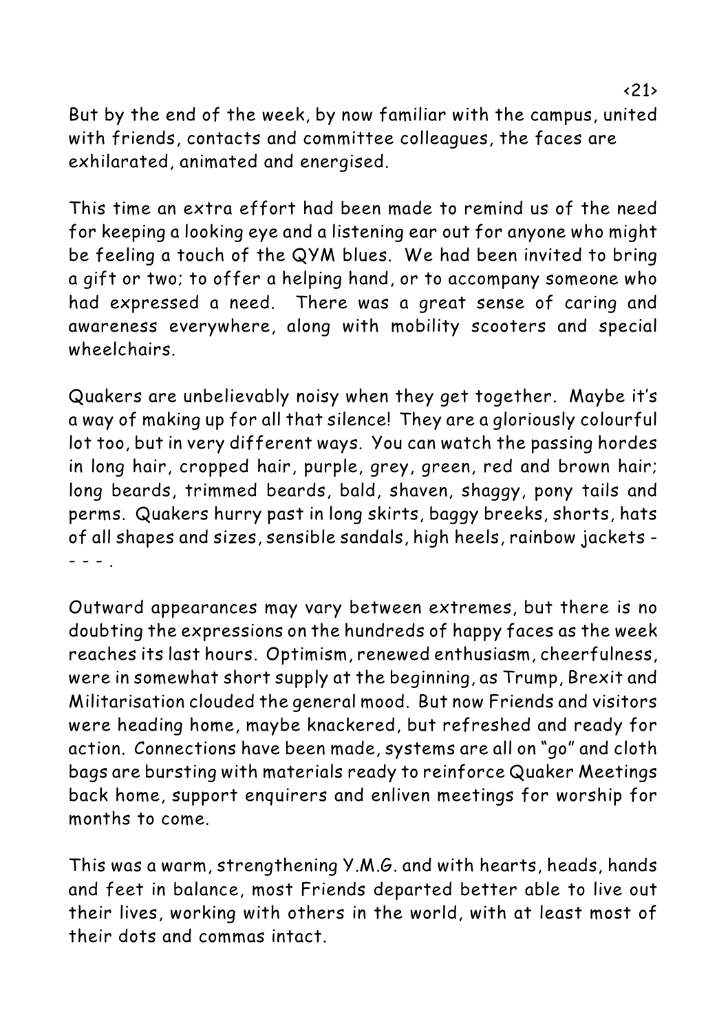But by the end of the week, by now familiar with the campus, united with friends, contacts and committee colleagues, the faces are exhilarated, animated and energised.

This time an extra effort had been made to remind us of the need for keeping a looking eye and a listening ear out for anyone who might be feeling a touch of the QYM blues. We had been invited to bring a gift or two; to offer a helping hand, or to accompany someone who had expressed a need. There was a great sense of caring and awareness everywhere, along with mobility scooters and special wheelchairs.

Quakers are unbelievably noisy when they get together. Maybe it's a way of making up for all that silence! They are a gloriously colourful lot too, but in very different ways. You can watch the passing hordes in long hair, cropped hair, purple, grey, green, red and brown hair; long beards, trimmed beards, bald, shaven, shaggy, pony tails and perms. Quakers hurry past in long skirts, baggy breeks, shorts, hats of all shapes and sizes, sensible sandals, high heels, rainbow jackets - - - - .

Outward appearances may vary between extremes, but there is no doubting the expressions on the hundreds of happy faces as the week reaches its last hours. Optimism, renewed enthusiasm, cheerfulness, were in somewhat short supply at the beginning, as Trump, Brexit and Militarisation clouded the general mood. But now Friends and visitors were heading home, maybe knackered, but refreshed and ready for action. Connections have been made, systems are all on "go" and cloth bags are bursting with materials ready to reinforce Quaker Meetings back home, support enquirers and enliven meetings for worship for months to come.

This was a warm, strengthening Y.M.G. and with hearts, heads, hands and feet in balance, most Friends departed better able to live out their lives, working with others in the world, with at least most of their dots and commas intact.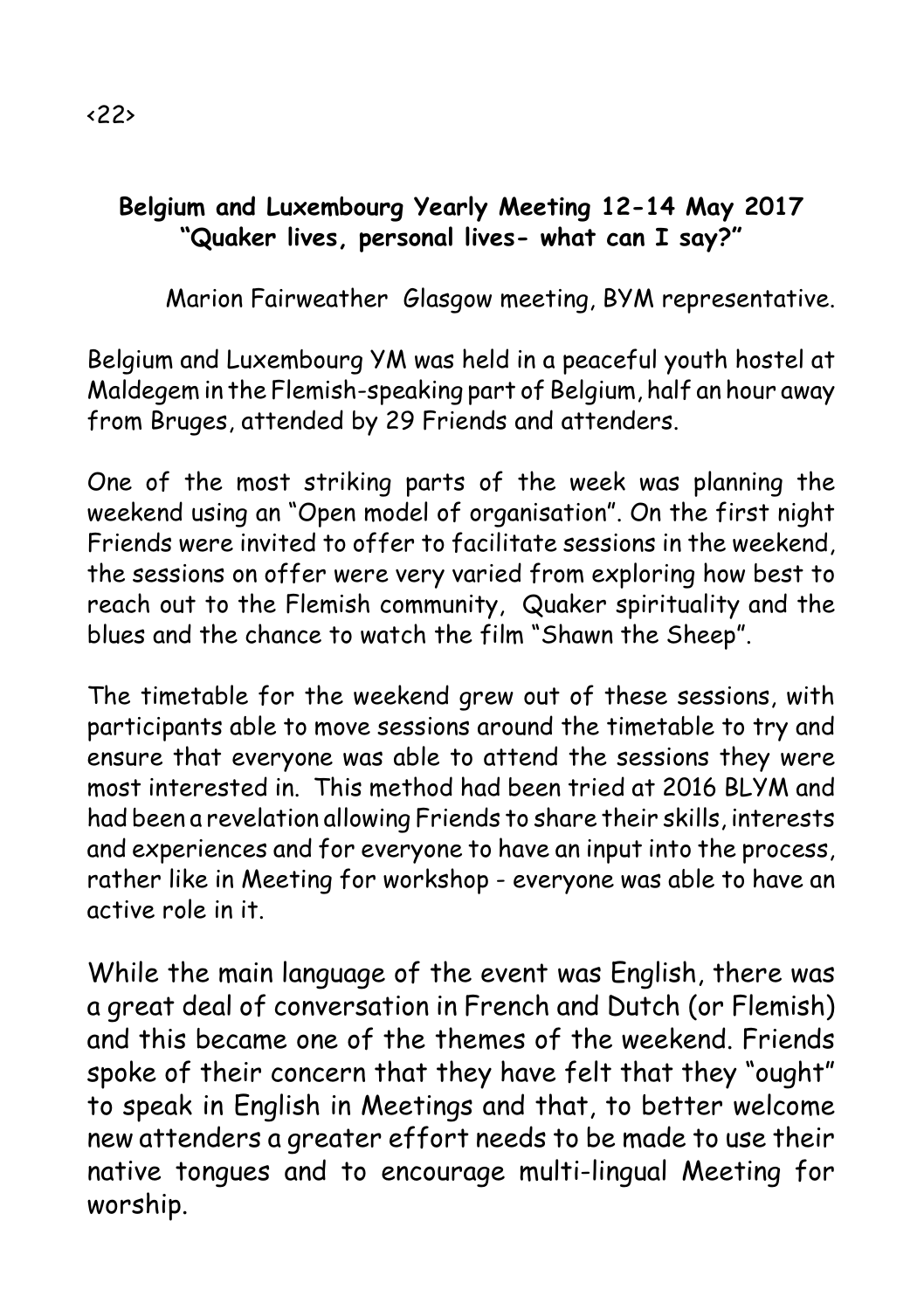## Belgium and Luxembourg Yearly Meeting 12-14 May 2017
## "Quaker lives, personal lives- what can I say?"

Marion Fairweather Glasgow meeting, BYM representative.

Belgium and Luxembourg YM was held in a peaceful youth hostel at Maldegem in the Flemish-speaking part of Belgium, half an hour away from Bruges, attended by 29 Friends and attenders.

One of the most striking parts of the week was planning the weekend using an "Open model of organisation". On the first night Friends were invited to offer to facilitate sessions in the weekend, the sessions on offer were very varied from exploring how best to reach out to the Flemish community, Quaker spirituality and the blues and the chance to watch the film "Shawn the Sheep".

The timetable for the weekend grew out of these sessions, with participants able to move sessions around the timetable to try and ensure that everyone was able to attend the sessions they were most interested in. This method had been tried at 2016 BLYM and had been a revelation allowing Friends to share their skills, interests and experiences and for everyone to have an input into the process, rather like in Meeting for workshop - everyone was able to have an active role in it.

While the main language of the event was English, there was a great deal of conversation in French and Dutch (or Flemish) and this became one of the themes of the weekend. Friends spoke of their concern that they have felt that they "ought" to speak in English in Meetings and that, to better welcome new attenders a greater effort needs to be made to use their native tongues and to encourage multi-lingual Meeting for worship.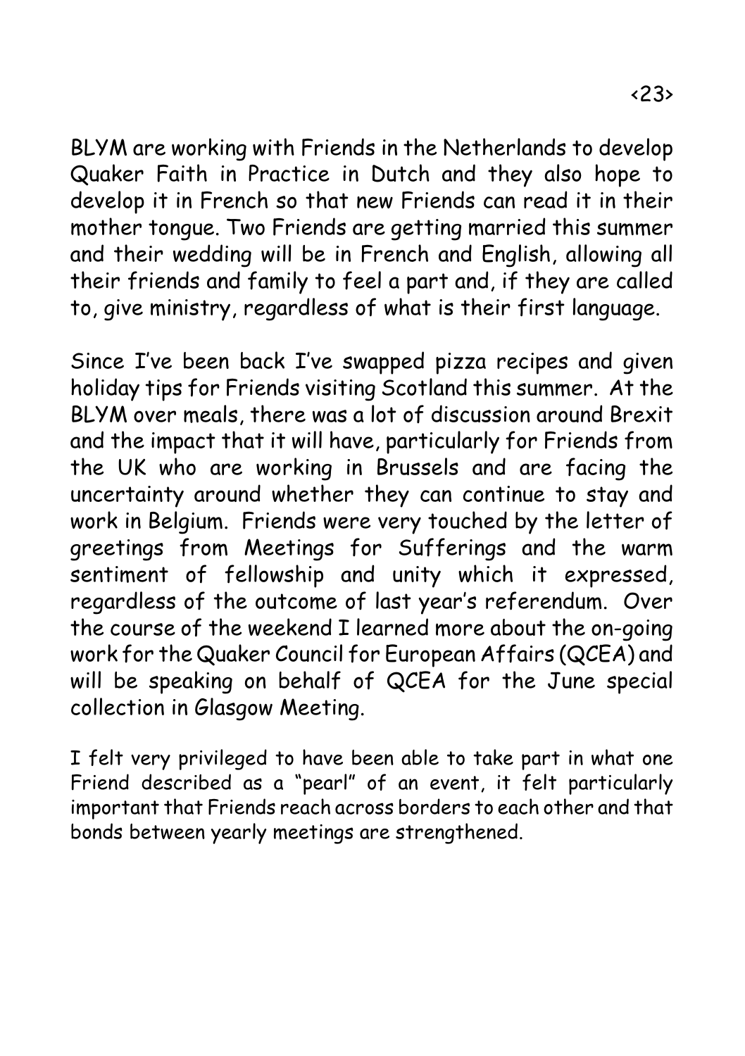BLYM are working with Friends in the Netherlands to develop Quaker Faith in Practice in Dutch and they also hope to develop it in French so that new Friends can read it in their mother tongue. Two Friends are getting married this summer and their wedding will be in French and English, allowing all their friends and family to feel a part and, if they are called to, give ministry, regardless of what is their first language.

Since I've been back I've swapped pizza recipes and given holiday tips for Friends visiting Scotland this summer. At the BLYM over meals, there was a lot of discussion around Brexit and the impact that it will have, particularly for Friends from the UK who are working in Brussels and are facing the uncertainty around whether they can continue to stay and work in Belgium. Friends were very touched by the letter of greetings from Meetings for Sufferings and the warm sentiment of fellowship and unity which it expressed, regardless of the outcome of last year's referendum. Over the course of the weekend I learned more about the on-going work for the Quaker Council for European Affairs (QCEA) and will be speaking on behalf of QCEA for the June special collection in Glasgow Meeting.

I felt very privileged to have been able to take part in what one Friend described as a "pearl" of an event, it felt particularly important that Friends reach across borders to each other and that bonds between yearly meetings are strengthened.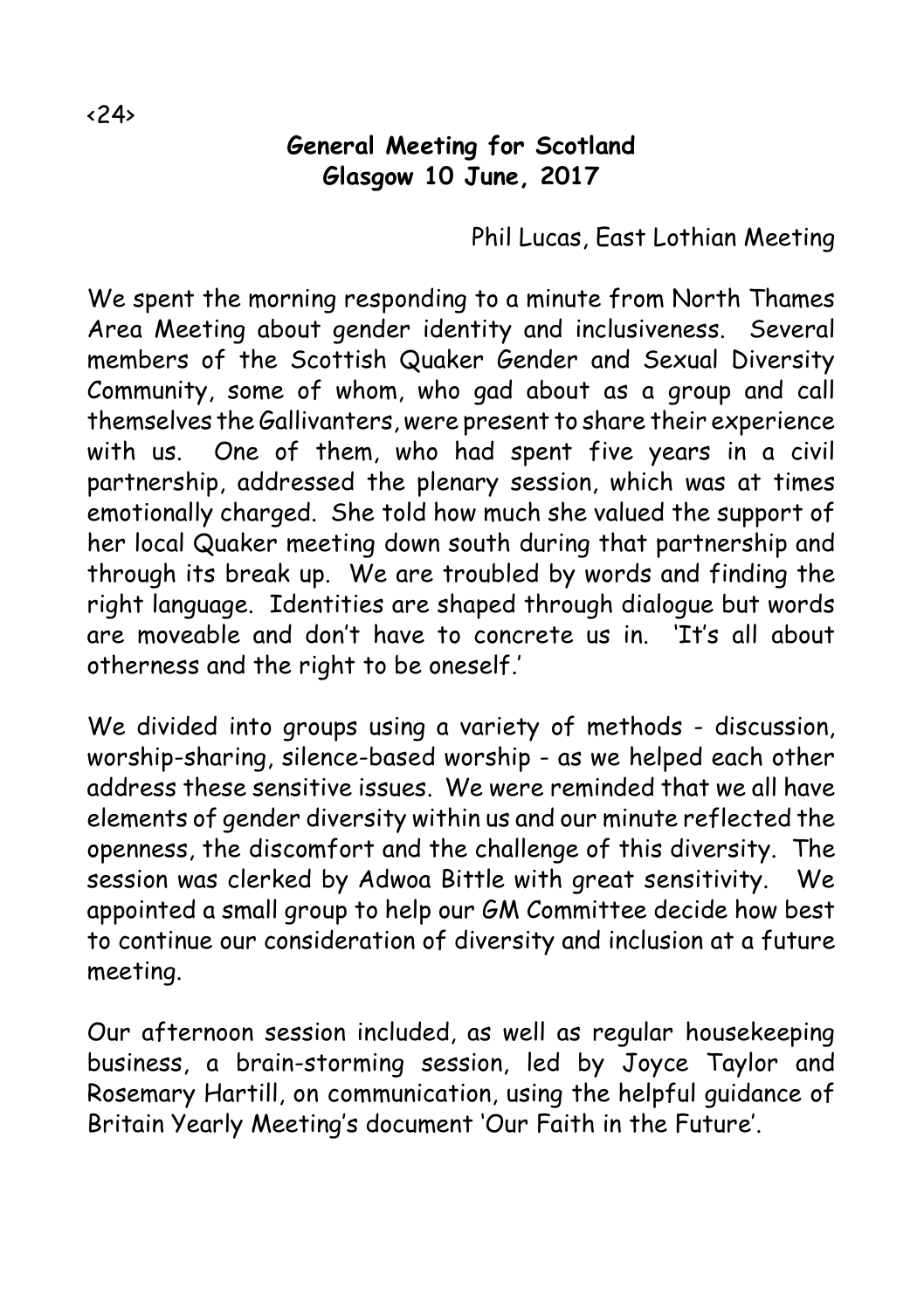## General Meeting for Scotland
## Glasgow 10 June, 2017

Phil Lucas, East Lothian Meeting

We spent the morning responding to a minute from North Thames Area Meeting about gender identity and inclusiveness. Several members of the Scottish Quaker Gender and Sexual Diversity Community, some of whom, who gad about as a group and call themselves the Gallivanters, were present to share their experience with us. One of them, who had spent five years in a civil partnership, addressed the plenary session, which was at times emotionally charged. She told how much she valued the support of her local Quaker meeting down south during that partnership and through its break up. We are troubled by words and finding the right language. Identities are shaped through dialogue but words are moveable and don't have to concrete us in. 'It's all about otherness and the right to be oneself.'

We divided into groups using a variety of methods - discussion, worship-sharing, silence-based worship - as we helped each other address these sensitive issues. We were reminded that we all have elements of gender diversity within us and our minute reflected the openness, the discomfort and the challenge of this diversity. The session was clerked by Adwoa Bittle with great sensitivity. We appointed a small group to help our GM Committee decide how best to continue our consideration of diversity and inclusion at a future meeting.

Our afternoon session included, as well as regular housekeeping business, a brain-storming session, led by Joyce Taylor and Rosemary Hartill, on communication, using the helpful guidance of Britain Yearly Meeting's document 'Our Faith in the Future'.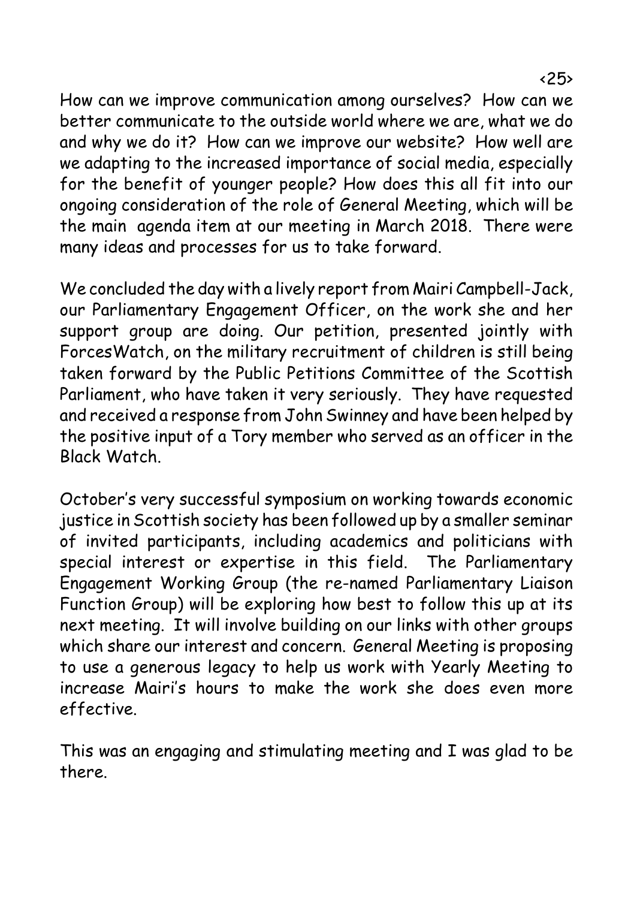How can we improve communication among ourselves? How can we better communicate to the outside world where we are, what we do and why we do it? How can we improve our website? How well are we adapting to the increased importance of social media, especially for the benefit of younger people? How does this all fit into our ongoing consideration of the role of General Meeting, which will be the main agenda item at our meeting in March 2018. There were many ideas and processes for us to take forward.

We concluded the day with a lively report from Mairi Campbell-Jack, our Parliamentary Engagement Officer, on the work she and her support group are doing. Our petition, presented jointly with ForcesWatch, on the military recruitment of children is still being taken forward by the Public Petitions Committee of the Scottish Parliament, who have taken it very seriously. They have requested and received a response from John Swinney and have been helped by the positive input of a Tory member who served as an officer in the Black Watch.

October's very successful symposium on working towards economic justice in Scottish society has been followed up by a smaller seminar of invited participants, including academics and politicians with special interest or expertise in this field. The Parliamentary Engagement Working Group (the re-named Parliamentary Liaison Function Group) will be exploring how best to follow this up at its next meeting. It will involve building on our links with other groups which share our interest and concern. General Meeting is proposing to use a generous legacy to help us work with Yearly Meeting to increase Mairi's hours to make the work she does even more effective.

This was an engaging and stimulating meeting and I was glad to be there.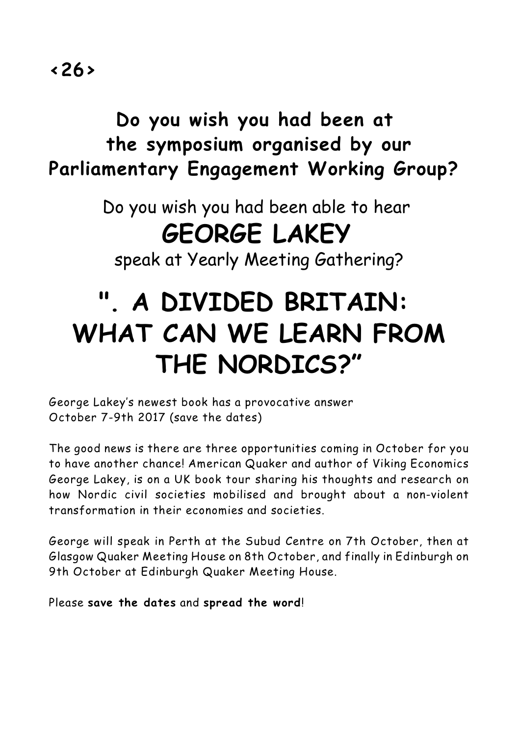## Do you wish you had been at the symposium organised by our Parliamentary Engagement Working Group?

Do you wish you had been able to hear

# GEORGE LAKEY

speak at Yearly Meeting Gathering?

# ". A DIVIDED BRITAIN: WHAT CAN WE LEARN FROM THE NORDICS?"

George Lakey's newest book has a provocative answer
October 7-9th 2017 (save the dates)

The good news is there are three opportunities coming in October for you to have another chance! American Quaker and author of Viking Economics George Lakey, is on a UK book tour sharing his thoughts and research on how Nordic civil societies mobilised and brought about a non-violent transformation in their economies and societies.

George will speak in Perth at the Subud Centre on 7th October, then at Glasgow Quaker Meeting House on 8th October, and finally in Edinburgh on 9th October at Edinburgh Quaker Meeting House.

Please **save the dates** and **spread the word**!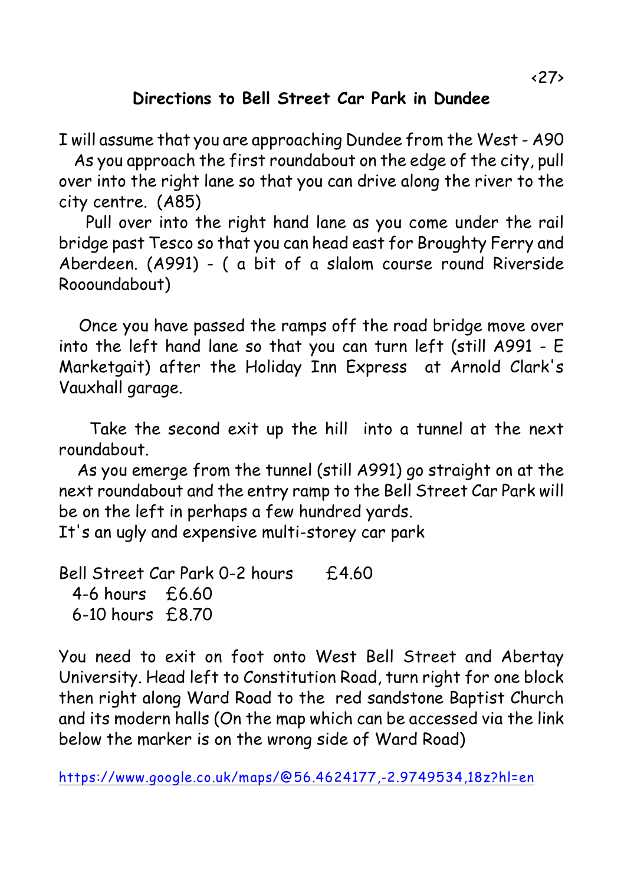## Directions to Bell Street Car Park in Dundee

I will assume that you are approaching Dundee from the West - A90

As you approach the first roundabout on the edge of the city, pull over into the right lane so that you can drive along the river to the city centre. (A85)

Pull over into the right hand lane as you come under the rail bridge past Tesco so that you can head east for Broughty Ferry and Aberdeen. (A991) - ( a bit of a slalom course round Riverside Roooundabout)

Once you have passed the ramps off the road bridge move over into the left hand lane so that you can turn left (still A991 - E Marketgait) after the Holiday Inn Express at Arnold Clark's Vauxhall garage.

Take the second exit up the hill into a tunnel at the next roundabout.

As you emerge from the tunnel (still A991) go straight on at the next roundabout and the entry ramp to the Bell Street Car Park will be on the left in perhaps a few hundred yards.

It's an ugly and expensive multi-storey car park

Bell Street Car Park 0-2 hours £4.60
4-6 hours £6.60
6-10 hours £8.70

You need to exit on foot onto West Bell Street and Abertay University. Head left to Constitution Road, turn right for one block then right along Ward Road to the red sandstone Baptist Church and its modern halls (On the map which can be accessed via the link below the marker is on the wrong side of Ward Road)

https://www.google.co.uk/maps/@56.4624177,-2.9749534,18z?hl=en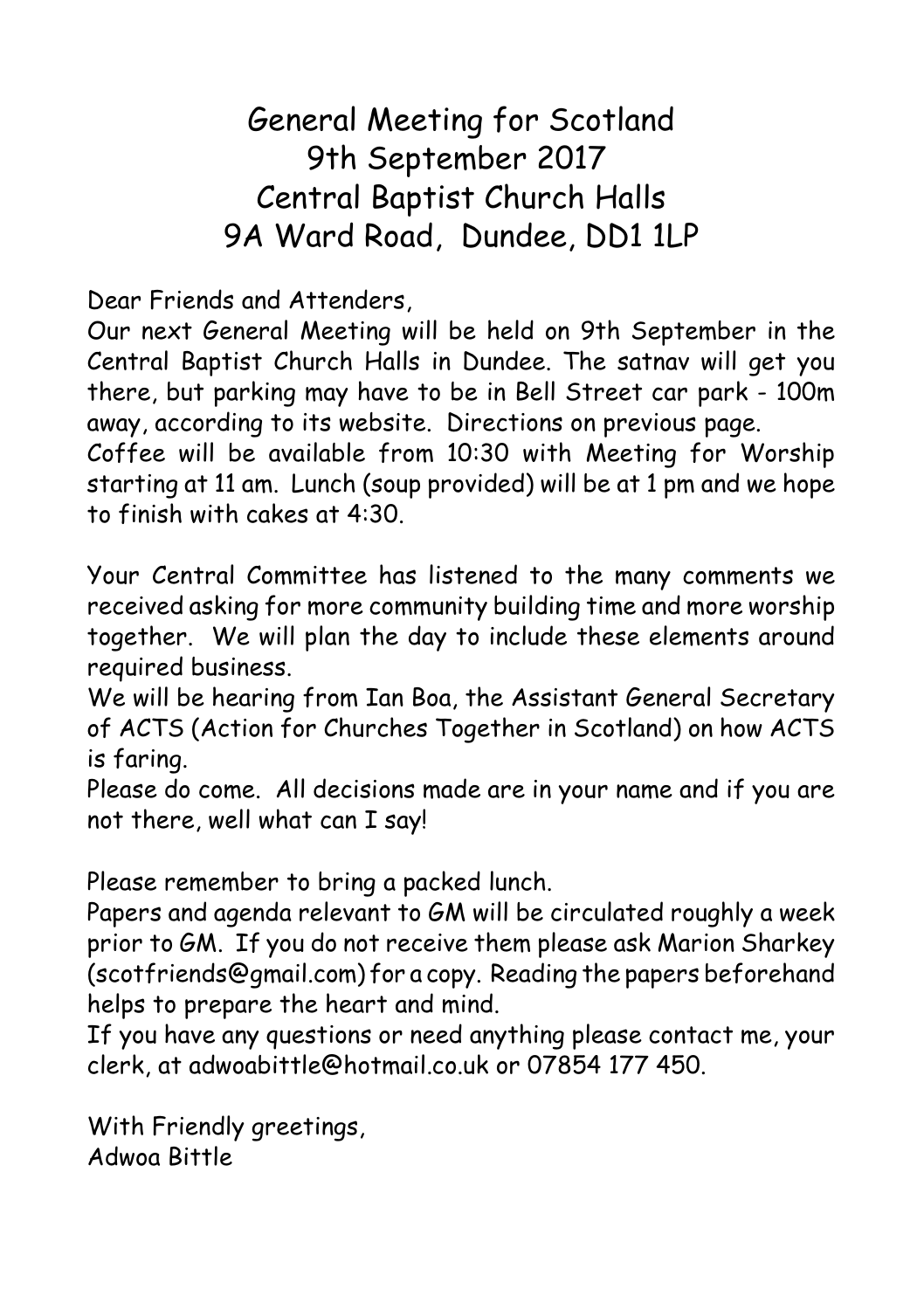# General Meeting for Scotland
# 9th September 2017
# Central Baptist Church Halls
# 9A Ward Road, Dundee, DD1 1LP

Dear Friends and Attenders,
Our next General Meeting will be held on 9th September in the Central Baptist Church Halls in Dundee. The satnav will get you there, but parking may have to be in Bell Street car park - 100m away, according to its website. Directions on previous page.
Coffee will be available from 10:30 with Meeting for Worship starting at 11 am. Lunch (soup provided) will be at 1 pm and we hope to finish with cakes at 4:30.

Your Central Committee has listened to the many comments we received asking for more community building time and more worship together. We will plan the day to include these elements around required business.
We will be hearing from Ian Boa, the Assistant General Secretary of ACTS (Action for Churches Together in Scotland) on how ACTS is faring.
Please do come. All decisions made are in your name and if you are not there, well what can I say!

Please remember to bring a packed lunch.
Papers and agenda relevant to GM will be circulated roughly a week prior to GM. If you do not receive them please ask Marion Sharkey (scotfriends@gmail.com) for a copy. Reading the papers beforehand helps to prepare the heart and mind.
If you have any questions or need anything please contact me, your clerk, at adwoabittle@hotmail.co.uk or 07854 177 450.

With Friendly greetings,
Adwoa Bittle